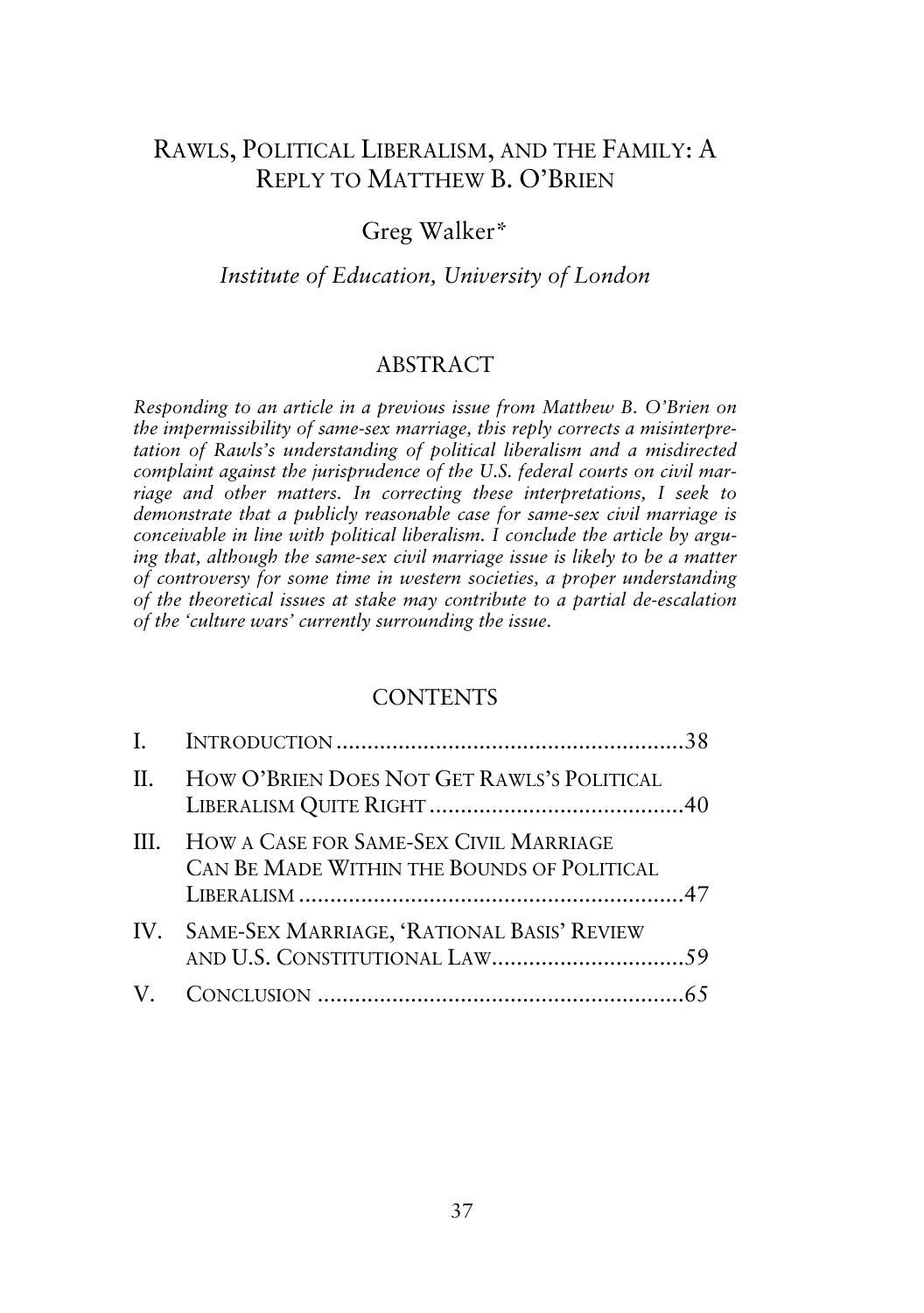# RAWLS, POLITICAL LIBERALISM, AND THE FAMILY: A REPLY TO MATTHEW B. O'BRIEN

Greg Walker*

*Institute of Education, University of London*

## ABSTRACT

*Responding to an article in a previous issue from Matthew B. O'Brien on the impermissibility of same-sex marriage, this reply corrects a misinterpretation of Rawls's understanding of political liberalism and a misdirected complaint against the jurisprudence of the U.S. federal courts on civil marriage and other matters. In correcting these interpretations, I seek to demonstrate that a publicly reasonable case for same-sex civil marriage is conceivable in line with political liberalism. I conclude the article by arguing that, although the same-sex civil marriage issue is likely to be a matter of controversy for some time in western societies, a proper understanding of the theoretical issues at stake may contribute to a partial de-escalation of the 'culture wars' currently surrounding the issue.*

## CONTENTS

| | | |
|---|---|---|
| I. | INTRODUCTION | 38 |
| II. | HOW O'BRIEN DOES NOT GET RAWLS'S POLITICAL LIBERALISM QUITE RIGHT | 40 |
| III. | HOW A CASE FOR SAME-SEX CIVIL MARRIAGE CAN BE MADE WITHIN THE BOUNDS OF POLITICAL LIBERALISM | 47 |
| IV. | SAME-SEX MARRIAGE, 'RATIONAL BASIS' REVIEW AND U.S. CONSTITUTIONAL LAW | 59 |
| V. | CONCLUSION | 65 |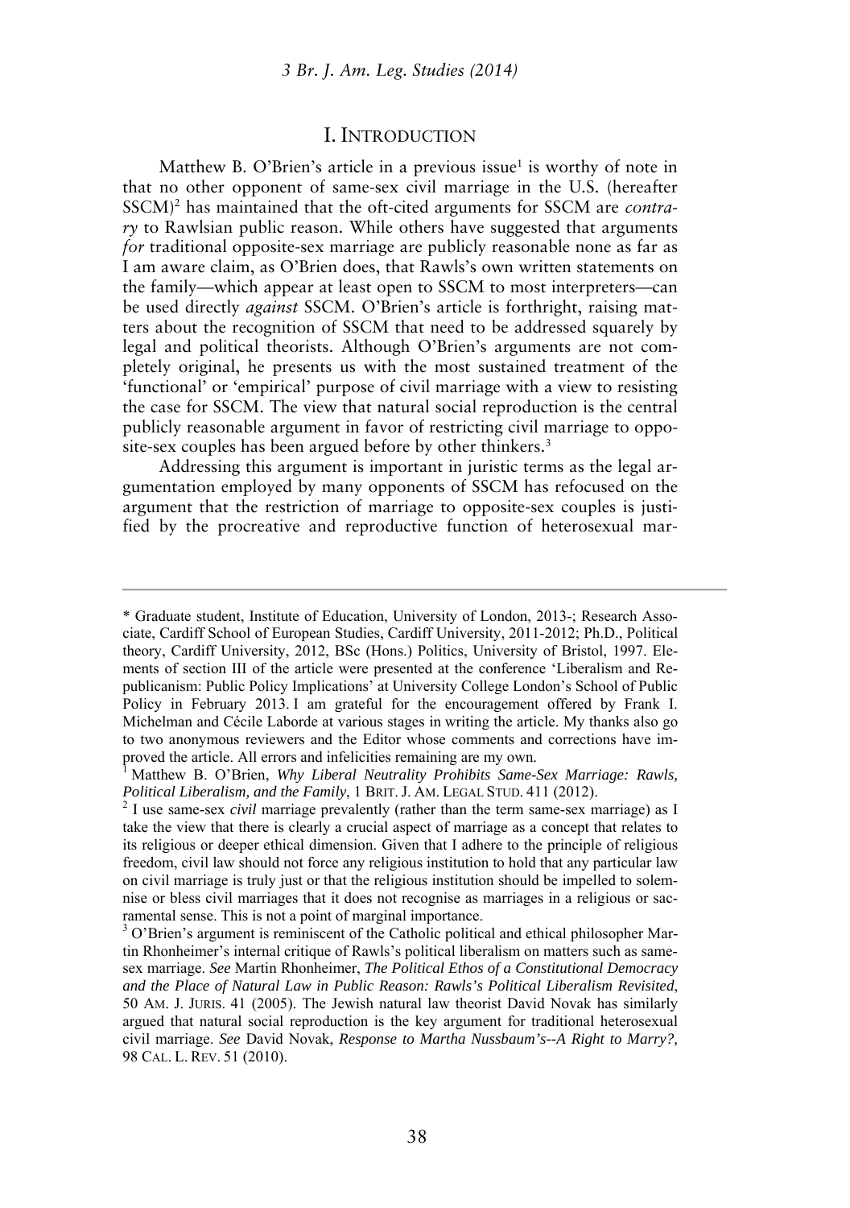## I. INTRODUCTION

Matthew B. O'Brien's article in a previous issue[1] is worthy of note in that no other opponent of same-sex civil marriage in the U.S. (hereafter SSCM)[2] has maintained that the oft-cited arguments for SSCM are *contrary* to Rawlsian public reason. While others have suggested that arguments *for* traditional opposite-sex marriage are publicly reasonable none as far as I am aware claim, as O'Brien does, that Rawls's own written statements on the family—which appear at least open to SSCM to most interpreters—can be used directly *against* SSCM. O'Brien's article is forthright, raising matters about the recognition of SSCM that need to be addressed squarely by legal and political theorists. Although O'Brien's arguments are not completely original, he presents us with the most sustained treatment of the 'functional' or 'empirical' purpose of civil marriage with a view to resisting the case for SSCM. The view that natural social reproduction is the central publicly reasonable argument in favor of restricting civil marriage to opposite-sex couples has been argued before by other thinkers.[3]

Addressing this argument is important in juristic terms as the legal argumentation employed by many opponents of SSCM has refocused on the argument that the restriction of marriage to opposite-sex couples is justified by the procreative and reproductive function of heterosexual mar-

---

\* Graduate student, Institute of Education, University of London, 2013-; Research Associate, Cardiff School of European Studies, Cardiff University, 2011-2012; Ph.D., Political theory, Cardiff University, 2012, BSc (Hons.) Politics, University of Bristol, 1997. Elements of section III of the article were presented at the conference 'Liberalism and Republicanism: Public Policy Implications' at University College London's School of Public Policy in February 2013. I am grateful for the encouragement offered by Frank I. Michelman and Cécile Laborde at various stages in writing the article. My thanks also go to two anonymous reviewers and the Editor whose comments and corrections have improved the article. All errors and infelicities remaining are my own.

[1] Matthew B. O'Brien, *Why Liberal Neutrality Prohibits Same-Sex Marriage: Rawls, Political Liberalism, and the Family*, 1 BRIT. J. AM. LEGAL STUD. 411 (2012).

[2] I use same-sex *civil* marriage prevalently (rather than the term same-sex marriage) as I take the view that there is clearly a crucial aspect of marriage as a concept that relates to its religious or deeper ethical dimension. Given that I adhere to the principle of religious freedom, civil law should not force any religious institution to hold that any particular law on civil marriage is truly just or that the religious institution should be impelled to solemnise or bless civil marriages that it does not recognise as marriages in a religious or sacramental sense. This is not a point of marginal importance.

[3] O'Brien's argument is reminiscent of the Catholic political and ethical philosopher Martin Rhonheimer's internal critique of Rawls's political liberalism on matters such as same-sex marriage. *See* Martin Rhonheimer, *The Political Ethos of a Constitutional Democracy and the Place of Natural Law in Public Reason: Rawls's Political Liberalism Revisited*, 50 AM. J. JURIS. 41 (2005). The Jewish natural law theorist David Novak has similarly argued that natural social reproduction is the key argument for traditional heterosexual civil marriage. *See* David Novak, *Response to Martha Nussbaum's--A Right to Marry?,* 98 CAL. L. REV. 51 (2010).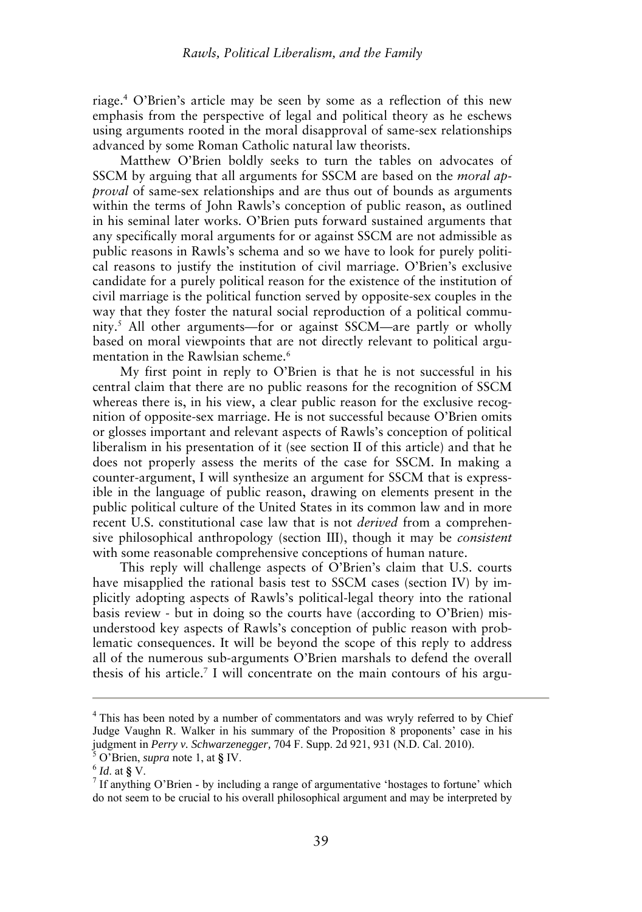riage.[4] O'Brien's article may be seen by some as a reflection of this new emphasis from the perspective of legal and political theory as he eschews using arguments rooted in the moral disapproval of same-sex relationships advanced by some Roman Catholic natural law theorists.

Matthew O'Brien boldly seeks to turn the tables on advocates of SSCM by arguing that all arguments for SSCM are based on the *moral approval* of same-sex relationships and are thus out of bounds as arguments within the terms of John Rawls's conception of public reason, as outlined in his seminal later works. O'Brien puts forward sustained arguments that any specifically moral arguments for or against SSCM are not admissible as public reasons in Rawls's schema and so we have to look for purely political reasons to justify the institution of civil marriage. O'Brien's exclusive candidate for a purely political reason for the existence of the institution of civil marriage is the political function served by opposite-sex couples in the way that they foster the natural social reproduction of a political community.[5] All other arguments—for or against SSCM—are partly or wholly based on moral viewpoints that are not directly relevant to political argumentation in the Rawlsian scheme.[6]

My first point in reply to O'Brien is that he is not successful in his central claim that there are no public reasons for the recognition of SSCM whereas there is, in his view, a clear public reason for the exclusive recognition of opposite-sex marriage. He is not successful because O'Brien omits or glosses important and relevant aspects of Rawls's conception of political liberalism in his presentation of it (see section II of this article) and that he does not properly assess the merits of the case for SSCM. In making a counter-argument, I will synthesize an argument for SSCM that is expressible in the language of public reason, drawing on elements present in the public political culture of the United States in its common law and in more recent U.S. constitutional case law that is not *derived* from a comprehensive philosophical anthropology (section III), though it may be *consistent* with some reasonable comprehensive conceptions of human nature.

This reply will challenge aspects of O'Brien's claim that U.S. courts have misapplied the rational basis test to SSCM cases (section IV) by implicitly adopting aspects of Rawls's political-legal theory into the rational basis review - but in doing so the courts have (according to O'Brien) misunderstood key aspects of Rawls's conception of public reason with problematic consequences. It will be beyond the scope of this reply to address all of the numerous sub-arguments O'Brien marshals to defend the overall thesis of his article.[7] I will concentrate on the main contours of his argu-

---

[4] This has been noted by a number of commentators and was wryly referred to by Chief Judge Vaughn R. Walker in his summary of the Proposition 8 proponents' case in his judgment in *Perry v. Schwarzenegger*, 704 F. Supp. 2d 921, 931 (N.D. Cal. 2010).

[5] O'Brien, *supra* note 1, at § IV.

[6] *Id*. at § V.

[7] If anything O'Brien - by including a range of argumentative 'hostages to fortune' which do not seem to be crucial to his overall philosophical argument and may be interpreted by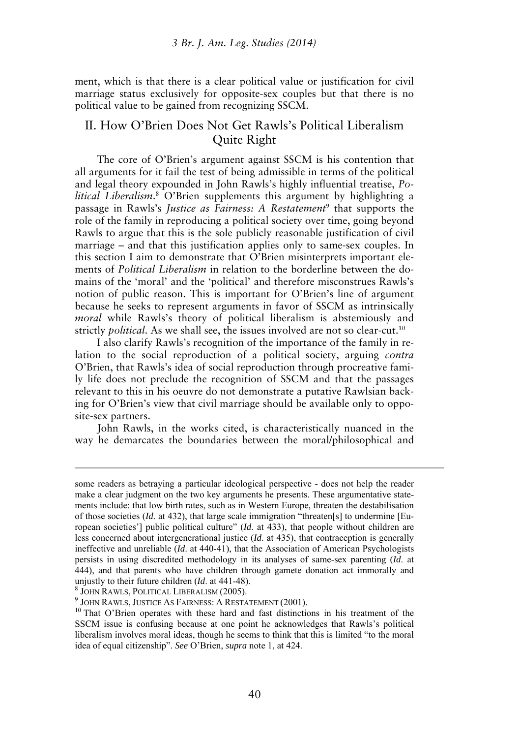ment, which is that there is a clear political value or justification for civil marriage status exclusively for opposite-sex couples but that there is no political value to be gained from recognizing SSCM.

## II. How O'Brien Does Not Get Rawls's Political Liberalism Quite Right

The core of O'Brien's argument against SSCM is his contention that all arguments for it fail the test of being admissible in terms of the political and legal theory expounded in John Rawls's highly influential treatise, *Political Liberalism*.[8] O'Brien supplements this argument by highlighting a passage in Rawls's *Justice as Fairness: A Restatement*[9] that supports the role of the family in reproducing a political society over time, going beyond Rawls to argue that this is the sole publicly reasonable justification of civil marriage – and that this justification applies only to same-sex couples. In this section I aim to demonstrate that O'Brien misinterprets important elements of *Political Liberalism* in relation to the borderline between the domains of the 'moral' and the 'political' and therefore misconstrues Rawls's notion of public reason. This is important for O'Brien's line of argument because he seeks to represent arguments in favor of SSCM as intrinsically *moral* while Rawls's theory of political liberalism is abstemiously and strictly *political*. As we shall see, the issues involved are not so clear-cut.[10]

I also clarify Rawls's recognition of the importance of the family in relation to the social reproduction of a political society, arguing *contra* O'Brien, that Rawls's idea of social reproduction through procreative family life does not preclude the recognition of SSCM and that the passages relevant to this in his oeuvre do not demonstrate a putative Rawlsian backing for O'Brien's view that civil marriage should be available only to opposite-sex partners.

John Rawls, in the works cited, is characteristically nuanced in the way he demarcates the boundaries between the moral/philosophical and

---

some readers as betraying a particular ideological perspective - does not help the reader make a clear judgment on the two key arguments he presents. These argumentative statements include: that low birth rates, such as in Western Europe, threaten the destabilisation of those societies (*Id.* at 432), that large scale immigration "threaten[s] to undermine [European societies'] public political culture" (*Id*. at 433), that people without children are less concerned about intergenerational justice (*Id*. at 435), that contraception is generally ineffective and unreliable (*Id*. at 440-41), that the Association of American Psychologists persists in using discredited methodology in its analyses of same-sex parenting (*Id*. at 444), and that parents who have children through gamete donation act immorally and unjustly to their future children (*Id*. at 441-48).

[8] JOHN RAWLS, POLITICAL LIBERALISM (2005).

[9] JOHN RAWLS, JUSTICE AS FAIRNESS: A RESTATEMENT (2001).

[10] That O'Brien operates with these hard and fast distinctions in his treatment of the SSCM issue is confusing because at one point he acknowledges that Rawls's political liberalism involves moral ideas, though he seems to think that this is limited "to the moral idea of equal citizenship". *See* O'Brien, *supra* note 1, at 424.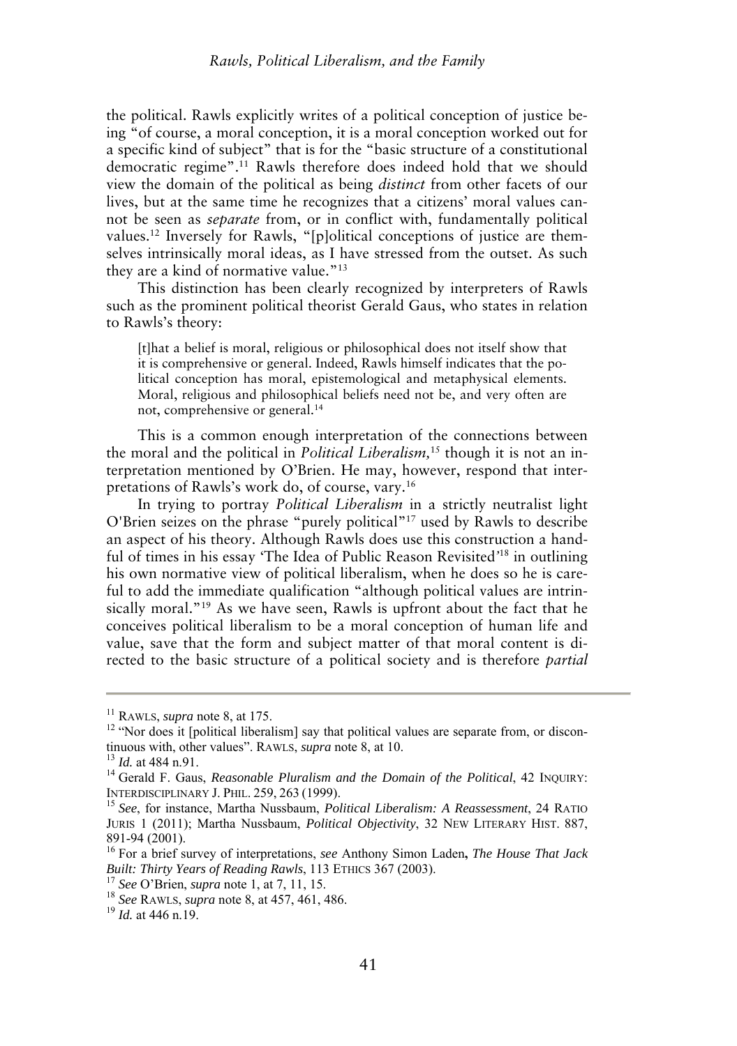the political. Rawls explicitly writes of a political conception of justice being "of course, a moral conception, it is a moral conception worked out for a specific kind of subject" that is for the "basic structure of a constitutional democratic regime".[11] Rawls therefore does indeed hold that we should view the domain of the political as being *distinct* from other facets of our lives, but at the same time he recognizes that a citizens' moral values cannot be seen as *separate* from, or in conflict with, fundamentally political values.[12] Inversely for Rawls, "[p]olitical conceptions of justice are themselves intrinsically moral ideas, as I have stressed from the outset. As such they are a kind of normative value."[13]

This distinction has been clearly recognized by interpreters of Rawls such as the prominent political theorist Gerald Gaus, who states in relation to Rawls's theory:

> [t]hat a belief is moral, religious or philosophical does not itself show that it is comprehensive or general. Indeed, Rawls himself indicates that the political conception has moral, epistemological and metaphysical elements. Moral, religious and philosophical beliefs need not be, and very often are not, comprehensive or general.[14]

This is a common enough interpretation of the connections between the moral and the political in *Political Liberalism,*[15] though it is not an interpretation mentioned by O'Brien. He may, however, respond that interpretations of Rawls's work do, of course, vary.[16]

In trying to portray *Political Liberalism* in a strictly neutralist light O'Brien seizes on the phrase "purely political"[17] used by Rawls to describe an aspect of his theory. Although Rawls does use this construction a handful of times in his essay 'The Idea of Public Reason Revisited'[18] in outlining his own normative view of political liberalism, when he does so he is careful to add the immediate qualification "although political values are intrinsically moral."[19] As we have seen, Rawls is upfront about the fact that he conceives political liberalism to be a moral conception of human life and value, save that the form and subject matter of that moral content is directed to the basic structure of a political society and is therefore *partial*

---

[11] RAWLS, *supra* note 8, at 175.

[12] "Nor does it [political liberalism] say that political values are separate from, or discontinuous with, other values". RAWLS, *supra* note 8, at 10.

[13] *Id.* at 484 n.91.

[14] Gerald F. Gaus, *Reasonable Pluralism and the Domain of the Political*, 42 INQUIRY: INTERDISCIPLINARY J. PHIL. 259, 263 (1999).

[15] *See*, for instance, Martha Nussbaum, *Political Liberalism: A Reassessment*, 24 RATIO JURIS 1 (2011); Martha Nussbaum, *Political Objectivity*, 32 NEW LITERARY HIST. 887, 891-94 (2001).

[16] For a brief survey of interpretations, *see* Anthony Simon Laden, *The House That Jack Built: Thirty Years of Reading Rawls*, 113 ETHICS 367 (2003).

[17] *See* O'Brien, *supra* note 1, at 7, 11, 15.

[18] *See* RAWLS, *supra* note 8, at 457, 461, 486.

[19] *Id.* at 446 n.19.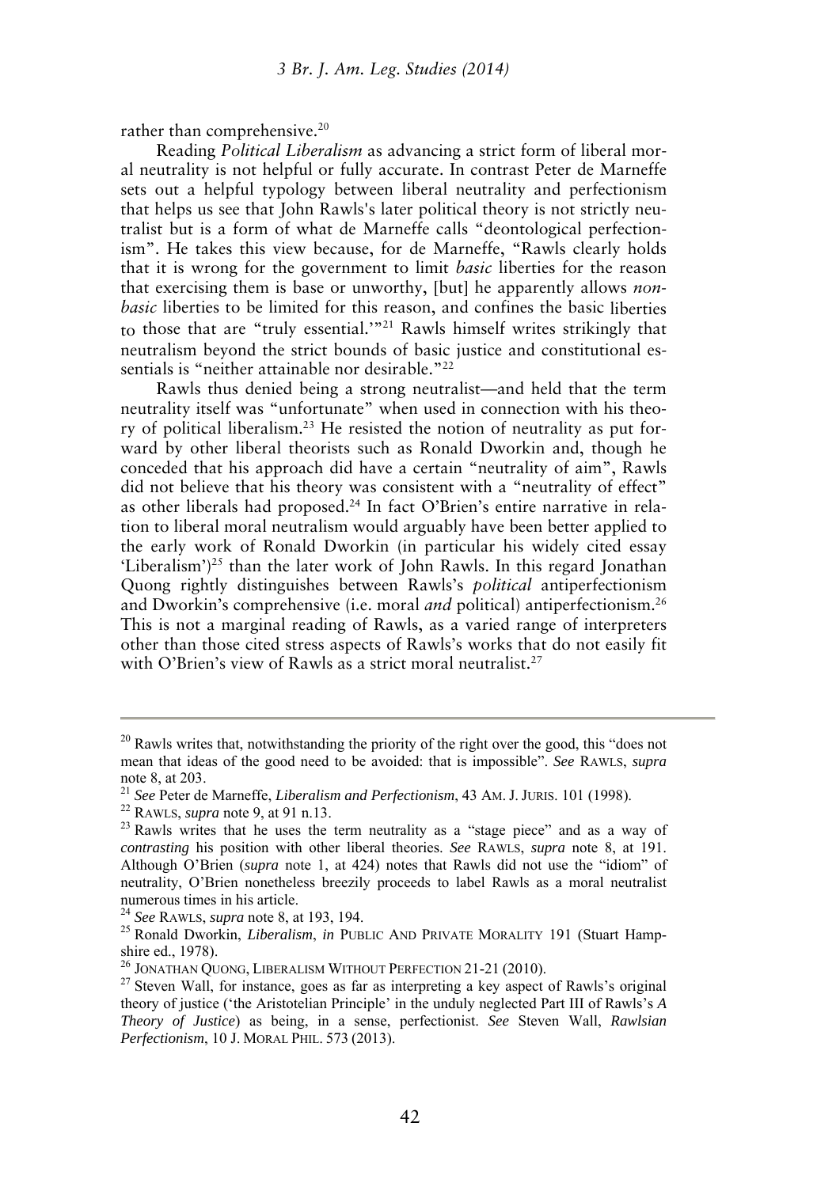rather than comprehensive.[20]

Reading *Political Liberalism* as advancing a strict form of liberal moral neutrality is not helpful or fully accurate. In contrast Peter de Marneffe sets out a helpful typology between liberal neutrality and perfectionism that helps us see that John Rawls's later political theory is not strictly neutralist but is a form of what de Marneffe calls "deontological perfectionism". He takes this view because, for de Marneffe, "Rawls clearly holds that it is wrong for the government to limit *basic* liberties for the reason that exercising them is base or unworthy, [but] he apparently allows *non-basic* liberties to be limited for this reason, and confines the basic liberties to those that are "truly essential.'"[21] Rawls himself writes strikingly that neutralism beyond the strict bounds of basic justice and constitutional essentials is "neither attainable nor desirable."[22]

Rawls thus denied being a strong neutralist—and held that the term neutrality itself was "unfortunate" when used in connection with his theory of political liberalism.[23] He resisted the notion of neutrality as put forward by other liberal theorists such as Ronald Dworkin and, though he conceded that his approach did have a certain "neutrality of aim", Rawls did not believe that his theory was consistent with a "neutrality of effect" as other liberals had proposed.[24] In fact O'Brien's entire narrative in relation to liberal moral neutralism would arguably have been better applied to the early work of Ronald Dworkin (in particular his widely cited essay 'Liberalism')[25] than the later work of John Rawls. In this regard Jonathan Quong rightly distinguishes between Rawls's *political* antiperfectionism and Dworkin's comprehensive (i.e. moral *and* political) antiperfectionism.[26] This is not a marginal reading of Rawls, as a varied range of interpreters other than those cited stress aspects of Rawls's works that do not easily fit with O'Brien's view of Rawls as a strict moral neutralist.[27]

---

[20] Rawls writes that, notwithstanding the priority of the right over the good, this "does not mean that ideas of the good need to be avoided: that is impossible". *See* RAWLS, *supra* note 8, at 203.

[21] *See* Peter de Marneffe, *Liberalism and Perfectionism*, 43 AM. J. JURIS. 101 (1998).

[22] RAWLS, *supra* note 9, at 91 n.13.

[23] Rawls writes that he uses the term neutrality as a "stage piece" and as a way of *contrasting* his position with other liberal theories. *See* RAWLS, *supra* note 8, at 191. Although O'Brien (*supra* note 1, at 424) notes that Rawls did not use the "idiom" of neutrality, O'Brien nonetheless breezily proceeds to label Rawls as a moral neutralist numerous times in his article.

[24] *See* RAWLS, *supra* note 8, at 193, 194.

[25] Ronald Dworkin, *Liberalism*, *in* PUBLIC AND PRIVATE MORALITY 191 (Stuart Hampshire ed., 1978).

[26] JONATHAN QUONG, LIBERALISM WITHOUT PERFECTION 21-21 (2010).

[27] Steven Wall, for instance, goes as far as interpreting a key aspect of Rawls's original theory of justice ('the Aristotelian Principle' in the unduly neglected Part III of Rawls's *A Theory of Justice*) as being, in a sense, perfectionist. *See* Steven Wall, *Rawlsian Perfectionism*, 10 J. MORAL PHIL. 573 (2013).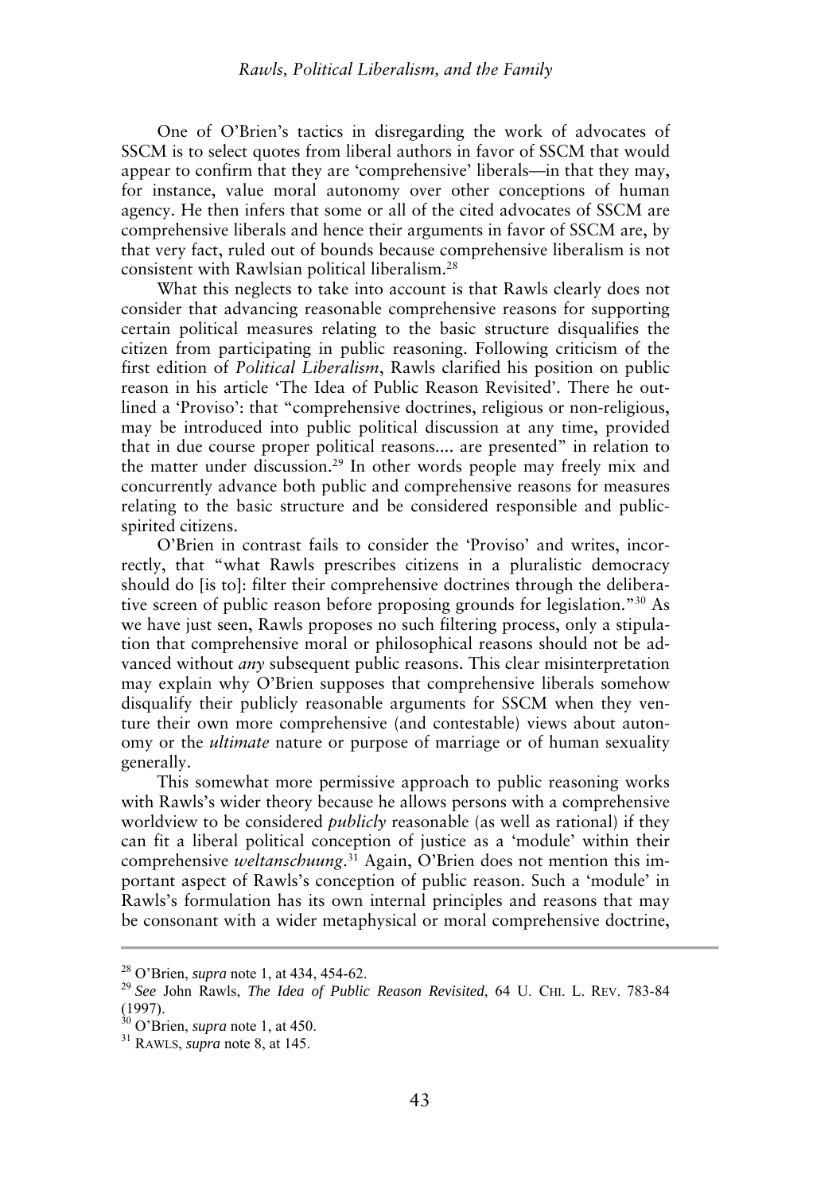One of O'Brien's tactics in disregarding the work of advocates of SSCM is to select quotes from liberal authors in favor of SSCM that would appear to confirm that they are 'comprehensive' liberals—in that they may, for instance, value moral autonomy over other conceptions of human agency. He then infers that some or all of the cited advocates of SSCM are comprehensive liberals and hence their arguments in favor of SSCM are, by that very fact, ruled out of bounds because comprehensive liberalism is not consistent with Rawlsian political liberalism.[28]

What this neglects to take into account is that Rawls clearly does not consider that advancing reasonable comprehensive reasons for supporting certain political measures relating to the basic structure disqualifies the citizen from participating in public reasoning. Following criticism of the first edition of *Political Liberalism*, Rawls clarified his position on public reason in his article 'The Idea of Public Reason Revisited'. There he outlined a 'Proviso': that "comprehensive doctrines, religious or non-religious, may be introduced into public political discussion at any time, provided that in due course proper political reasons.... are presented" in relation to the matter under discussion.[29] In other words people may freely mix and concurrently advance both public and comprehensive reasons for measures relating to the basic structure and be considered responsible and public-spirited citizens.

O'Brien in contrast fails to consider the 'Proviso' and writes, incorrectly, that "what Rawls prescribes citizens in a pluralistic democracy should do [is to]: filter their comprehensive doctrines through the deliberative screen of public reason before proposing grounds for legislation."[30] As we have just seen, Rawls proposes no such filtering process, only a stipulation that comprehensive moral or philosophical reasons should not be advanced without *any* subsequent public reasons. This clear misinterpretation may explain why O'Brien supposes that comprehensive liberals somehow disqualify their publicly reasonable arguments for SSCM when they venture their own more comprehensive (and contestable) views about autonomy or the *ultimate* nature or purpose of marriage or of human sexuality generally.

This somewhat more permissive approach to public reasoning works with Rawls's wider theory because he allows persons with a comprehensive worldview to be considered *publicly* reasonable (as well as rational) if they can fit a liberal political conception of justice as a 'module' within their comprehensive *weltanschuung*.[31] Again, O'Brien does not mention this important aspect of Rawls's conception of public reason. Such a 'module' in Rawls's formulation has its own internal principles and reasons that may be consonant with a wider metaphysical or moral comprehensive doctrine,

---

[28] O'Brien, *supra* note 1, at 434, 454-62.

[29] *See* John Rawls, *The Idea of Public Reason Revisited*, 64 U. CHI. L. REV. 783-84 (1997).

[30] O'Brien, *supra* note 1, at 450.

[31] RAWLS, *supra* note 8, at 145.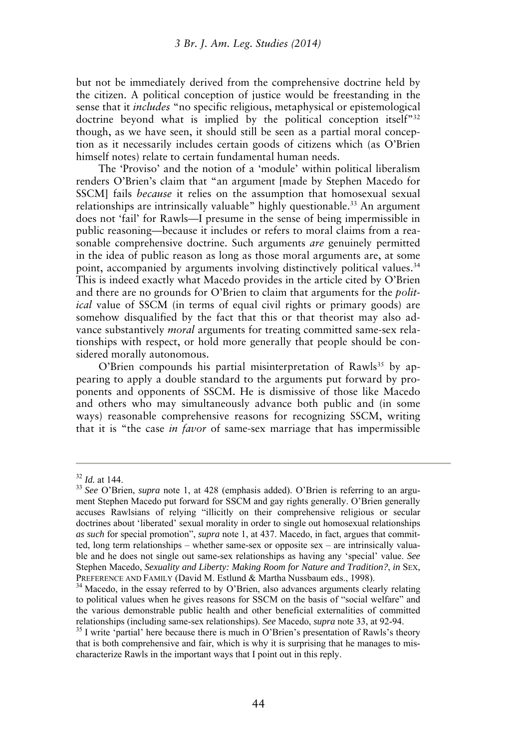but not be immediately derived from the comprehensive doctrine held by the citizen. A political conception of justice would be freestanding in the sense that it *includes* "no specific religious, metaphysical or epistemological doctrine beyond what is implied by the political conception itself"[32] though, as we have seen, it should still be seen as a partial moral conception as it necessarily includes certain goods of citizens which (as O'Brien himself notes) relate to certain fundamental human needs.

The 'Proviso' and the notion of a 'module' within political liberalism renders O'Brien's claim that "an argument [made by Stephen Macedo for SSCM] fails *because* it relies on the assumption that homosexual sexual relationships are intrinsically valuable" highly questionable.[33] An argument does not 'fail' for Rawls—I presume in the sense of being impermissible in public reasoning—because it includes or refers to moral claims from a reasonable comprehensive doctrine. Such arguments *are* genuinely permitted in the idea of public reason as long as those moral arguments are, at some point, accompanied by arguments involving distinctively political values.[34] This is indeed exactly what Macedo provides in the article cited by O'Brien and there are no grounds for O'Brien to claim that arguments for the *political* value of SSCM (in terms of equal civil rights or primary goods) are somehow disqualified by the fact that this or that theorist may also advance substantively *moral* arguments for treating committed same-sex relationships with respect, or hold more generally that people should be considered morally autonomous.

O'Brien compounds his partial misinterpretation of Rawls[35] by appearing to apply a double standard to the arguments put forward by proponents and opponents of SSCM. He is dismissive of those like Macedo and others who may simultaneously advance both public and (in some ways) reasonable comprehensive reasons for recognizing SSCM, writing that it is "the case *in favor* of same-sex marriage that has impermissible

---

[32] *Id.* at 144.

[33] *See* O'Brien, *supra* note 1, at 428 (emphasis added). O'Brien is referring to an argument Stephen Macedo put forward for SSCM and gay rights generally. O'Brien generally accuses Rawlsians of relying "illicitly on their comprehensive religious or secular doctrines about 'liberated' sexual morality in order to single out homosexual relationships *as such* for special promotion", *supra* note 1, at 437. Macedo, in fact, argues that committed, long term relationships – whether same-sex or opposite sex – are intrinsically valuable and he does not single out same-sex relationships as having any 'special' value. *See* Stephen Macedo, *Sexuality and Liberty: Making Room for Nature and Tradition?*, *in* SEX, PREFERENCE AND FAMILY (David M. Estlund & Martha Nussbaum eds., 1998).

[34] Macedo, in the essay referred to by O'Brien, also advances arguments clearly relating to political values when he gives reasons for SSCM on the basis of "social welfare" and the various demonstrable public health and other beneficial externalities of committed relationships (including same-sex relationships). *See* Macedo, *supra* note 33, at 92-94.

[35] I write 'partial' here because there is much in O'Brien's presentation of Rawls's theory that is both comprehensive and fair, which is why it is surprising that he manages to mischaracterize Rawls in the important ways that I point out in this reply.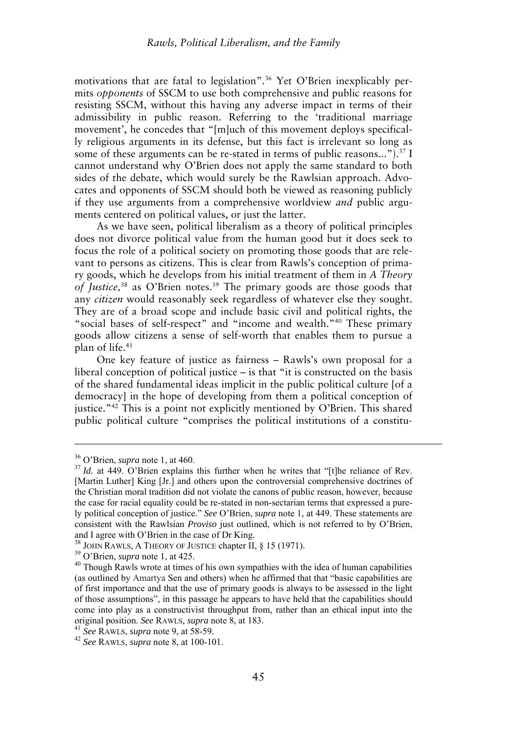motivations that are fatal to legislation".[36] Yet O'Brien inexplicably permits *opponents* of SSCM to use both comprehensive and public reasons for resisting SSCM, without this having any adverse impact in terms of their admissibility in public reason. Referring to the 'traditional marriage movement', he concedes that "[m]uch of this movement deploys specifically religious arguments in its defense, but this fact is irrelevant so long as some of these arguments can be re-stated in terms of public reasons…").[37] I cannot understand why O'Brien does not apply the same standard to both sides of the debate, which would surely be the Rawlsian approach. Advocates and opponents of SSCM should both be viewed as reasoning publicly if they use arguments from a comprehensive worldview *and* public arguments centered on political values, or just the latter.

As we have seen, political liberalism as a theory of political principles does not divorce political value from the human good but it does seek to focus the role of a political society on promoting those goods that are relevant to persons as citizens. This is clear from Rawls's conception of primary goods, which he develops from his initial treatment of them in *A Theory of Justice,*[38] as O'Brien notes.[39] The primary goods are those goods that any *citizen* would reasonably seek regardless of whatever else they sought. They are of a broad scope and include basic civil and political rights, the "social bases of self-respect" and "income and wealth."[40] These primary goods allow citizens a sense of self-worth that enables them to pursue a plan of life.[41]

One key feature of justice as fairness – Rawls's own proposal for a liberal conception of political justice – is that "it is constructed on the basis of the shared fundamental ideas implicit in the public political culture [of a democracy] in the hope of developing from them a political conception of justice."[42] This is a point not explicitly mentioned by O'Brien. This shared public political culture "comprises the political institutions of a constitu-

---

[36] O'Brien, *supra* note 1, at 460.

[37] *Id.* at 449. O'Brien explains this further when he writes that "[t]he reliance of Rev. [Martin Luther] King [Jr.] and others upon the controversial comprehensive doctrines of the Christian moral tradition did not violate the canons of public reason, however, because the case for racial equality could be re-stated in non-sectarian terms that expressed a purely political conception of justice." *See* O'Brien, *supra* note 1, at 449. These statements are consistent with the Rawlsian *Proviso* just outlined, which is not referred to by O'Brien, and I agree with O'Brien in the case of Dr King.

[38] JOHN RAWLS, A THEORY OF JUSTICE chapter II, § 15 (1971).

[39] O'Brien, *supra* note 1, at 425.

[40] Though Rawls wrote at times of his own sympathies with the idea of human capabilities (as outlined by Amartya Sen and others) when he affirmed that that "basic capabilities are of first importance and that the use of primary goods is always to be assessed in the light of those assumptions", in this passage he appears to have held that the capabilities should come into play as a constructivist throughput from, rather than an ethical input into the original position. *See* RAWLS, *supra* note 8, at 183.

[41] *See* RAWLS, *supra* note 9, at 58-59.

[42] *See* RAWLS, *supra* note 8, at 100-101.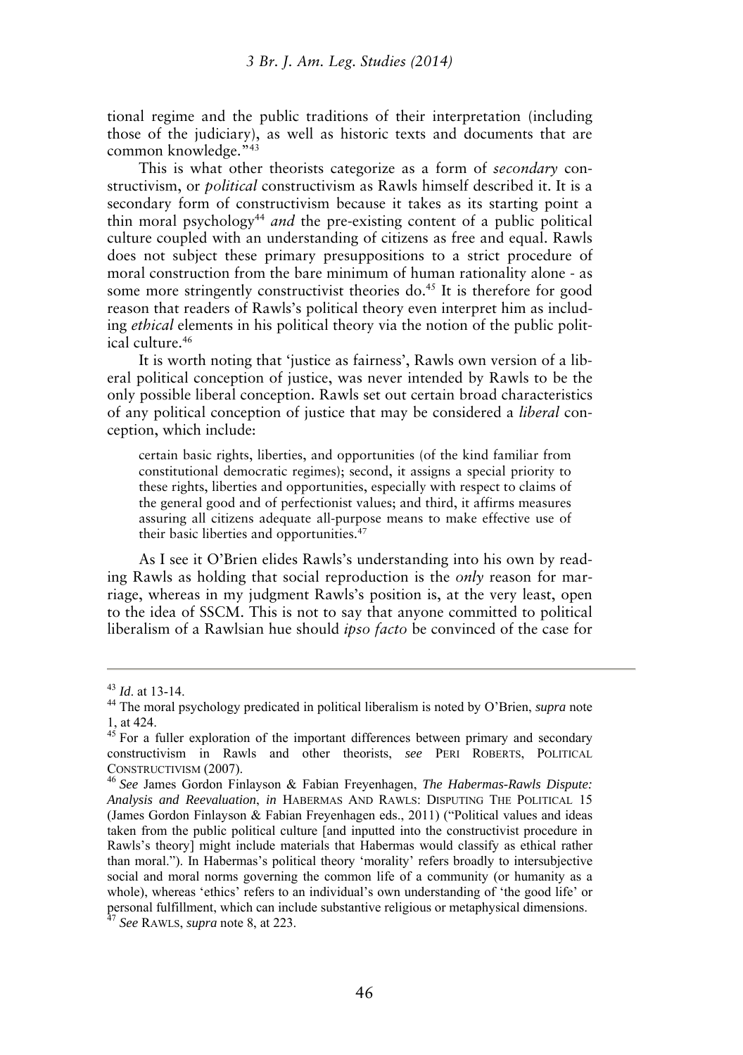tional regime and the public traditions of their interpretation (including those of the judiciary), as well as historic texts and documents that are common knowledge."[43]

This is what other theorists categorize as a form of *secondary* constructivism, or *political* constructivism as Rawls himself described it. It is a secondary form of constructivism because it takes as its starting point a thin moral psychology[44] *and* the pre-existing content of a public political culture coupled with an understanding of citizens as free and equal. Rawls does not subject these primary presuppositions to a strict procedure of moral construction from the bare minimum of human rationality alone - as some more stringently constructivist theories do.[45] It is therefore for good reason that readers of Rawls's political theory even interpret him as including *ethical* elements in his political theory via the notion of the public political culture.[46]

It is worth noting that 'justice as fairness', Rawls own version of a liberal political conception of justice, was never intended by Rawls to be the only possible liberal conception. Rawls set out certain broad characteristics of any political conception of justice that may be considered a *liberal* conception, which include:

> certain basic rights, liberties, and opportunities (of the kind familiar from constitutional democratic regimes); second, it assigns a special priority to these rights, liberties and opportunities, especially with respect to claims of the general good and of perfectionist values; and third, it affirms measures assuring all citizens adequate all-purpose means to make effective use of their basic liberties and opportunities.[47]

As I see it O'Brien elides Rawls's understanding into his own by reading Rawls as holding that social reproduction is the *only* reason for marriage, whereas in my judgment Rawls's position is, at the very least, open to the idea of SSCM. This is not to say that anyone committed to political liberalism of a Rawlsian hue should *ipso facto* be convinced of the case for

---

[43] *Id*. at 13-14.

[44] The moral psychology predicated in political liberalism is noted by O'Brien, *supra* note 1, at 424.

[45] For a fuller exploration of the important differences between primary and secondary constructivism in Rawls and other theorists, *see* PERI ROBERTS, POLITICAL CONSTRUCTIVISM (2007).

[46] *See* James Gordon Finlayson & Fabian Freyenhagen, *The Habermas-Rawls Dispute: Analysis and Reevaluation*, *in* HABERMAS AND RAWLS: DISPUTING THE POLITICAL 15 (James Gordon Finlayson & Fabian Freyenhagen eds., 2011) ("Political values and ideas taken from the public political culture [and inputted into the constructivist procedure in Rawls's theory] might include materials that Habermas would classify as ethical rather than moral."). In Habermas's political theory 'morality' refers broadly to intersubjective social and moral norms governing the common life of a community (or humanity as a whole), whereas 'ethics' refers to an individual's own understanding of 'the good life' or personal fulfillment, which can include substantive religious or metaphysical dimensions.

[47] *See* RAWLS, *supra* note 8, at 223.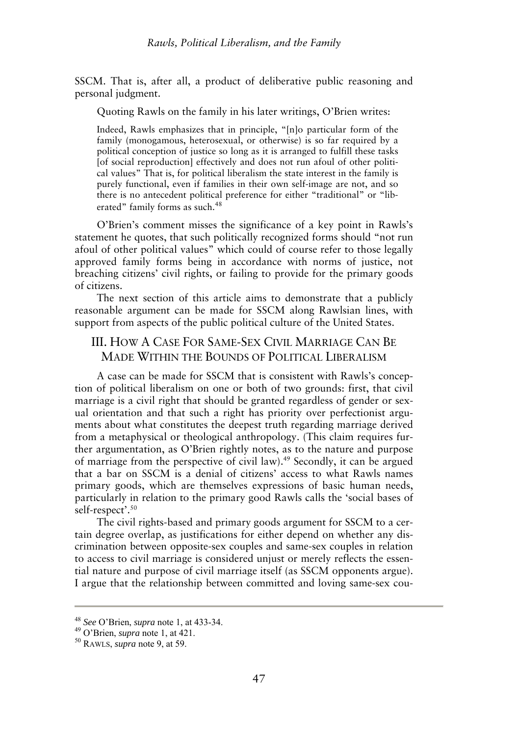SSCM. That is, after all, a product of deliberative public reasoning and personal judgment.

Quoting Rawls on the family in his later writings, O'Brien writes:

> Indeed, Rawls emphasizes that in principle, "[n]o particular form of the family (monogamous, heterosexual, or otherwise) is so far required by a political conception of justice so long as it is arranged to fulfill these tasks [of social reproduction] effectively and does not run afoul of other political values" That is, for political liberalism the state interest in the family is purely functional, even if families in their own self-image are not, and so there is no antecedent political preference for either "traditional" or "liberated" family forms as such.[48]

O'Brien's comment misses the significance of a key point in Rawls's statement he quotes, that such politically recognized forms should "not run afoul of other political values" which could of course refer to those legally approved family forms being in accordance with norms of justice, not breaching citizens' civil rights, or failing to provide for the primary goods of citizens.

The next section of this article aims to demonstrate that a publicly reasonable argument can be made for SSCM along Rawlsian lines, with support from aspects of the public political culture of the United States.

## III. How A Case For Same-Sex Civil Marriage Can Be Made Within the Bounds of Political Liberalism

A case can be made for SSCM that is consistent with Rawls's conception of political liberalism on one or both of two grounds: first, that civil marriage is a civil right that should be granted regardless of gender or sexual orientation and that such a right has priority over perfectionist arguments about what constitutes the deepest truth regarding marriage derived from a metaphysical or theological anthropology. (This claim requires further argumentation, as O'Brien rightly notes, as to the nature and purpose of marriage from the perspective of civil law).[49] Secondly, it can be argued that a bar on SSCM is a denial of citizens' access to what Rawls names primary goods, which are themselves expressions of basic human needs, particularly in relation to the primary good Rawls calls the 'social bases of self-respect'.[50]

The civil rights-based and primary goods argument for SSCM to a certain degree overlap, as justifications for either depend on whether any discrimination between opposite-sex couples and same-sex couples in relation to access to civil marriage is considered unjust or merely reflects the essential nature and purpose of civil marriage itself (as SSCM opponents argue). I argue that the relationship between committed and loving same-sex cou-

---

[48] *See* O'Brien, *supra* note 1, at 433-34.

[49] O'Brien, *supra* note 1, at 421.

[50] Rawls, *supra* note 9, at 59.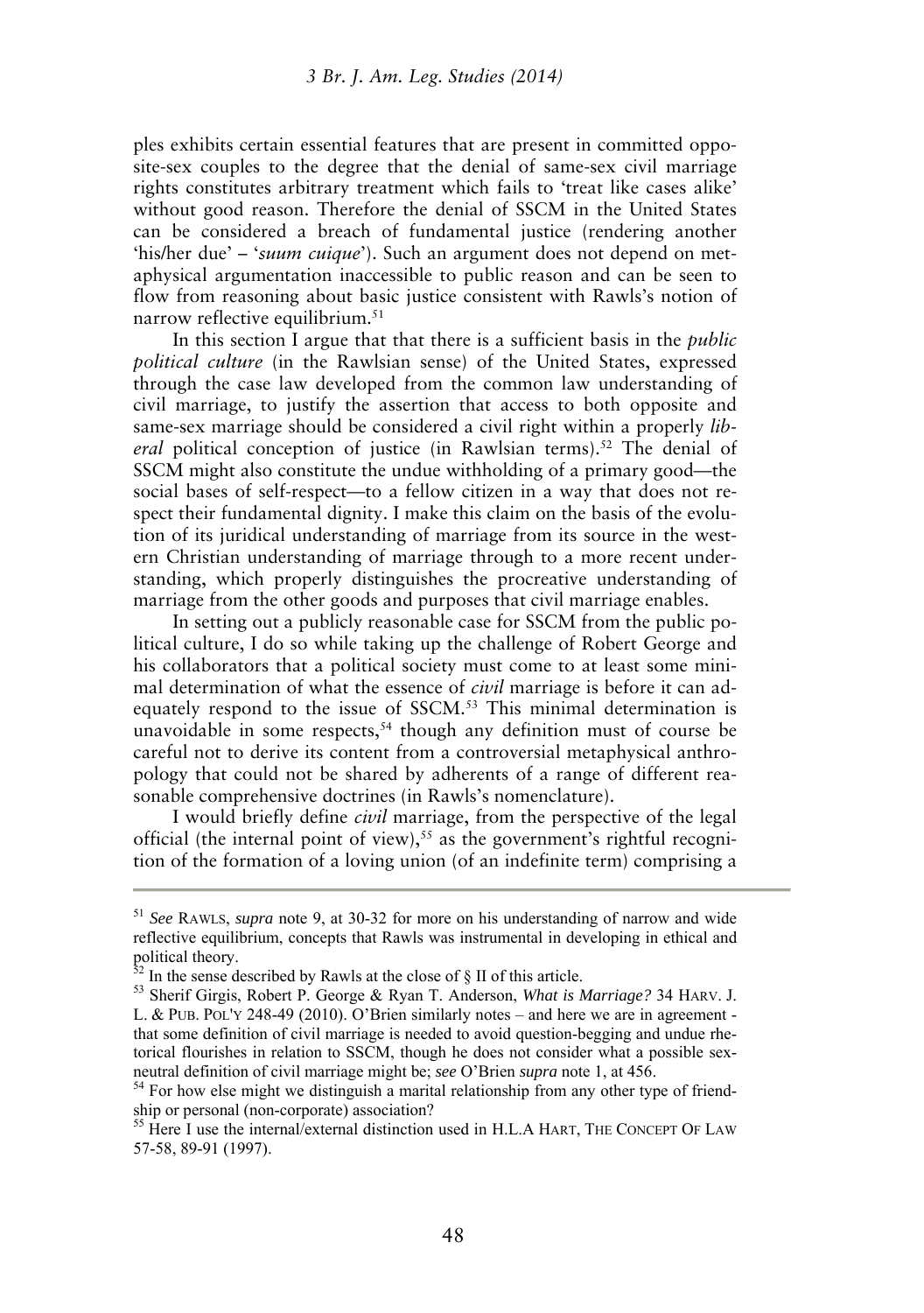ples exhibits certain essential features that are present in committed opposite-sex couples to the degree that the denial of same-sex civil marriage rights constitutes arbitrary treatment which fails to 'treat like cases alike' without good reason. Therefore the denial of SSCM in the United States can be considered a breach of fundamental justice (rendering another 'his/her due' – '*suum cuique*'). Such an argument does not depend on metaphysical argumentation inaccessible to public reason and can be seen to flow from reasoning about basic justice consistent with Rawls's notion of narrow reflective equilibrium.[51]

In this section I argue that that there is a sufficient basis in the *public political culture* (in the Rawlsian sense) of the United States, expressed through the case law developed from the common law understanding of civil marriage, to justify the assertion that access to both opposite and same-sex marriage should be considered a civil right within a properly *liberal* political conception of justice (in Rawlsian terms).[52] The denial of SSCM might also constitute the undue withholding of a primary good—the social bases of self-respect—to a fellow citizen in a way that does not respect their fundamental dignity. I make this claim on the basis of the evolution of its juridical understanding of marriage from its source in the western Christian understanding of marriage through to a more recent understanding, which properly distinguishes the procreative understanding of marriage from the other goods and purposes that civil marriage enables.

In setting out a publicly reasonable case for SSCM from the public political culture, I do so while taking up the challenge of Robert George and his collaborators that a political society must come to at least some minimal determination of what the essence of *civil* marriage is before it can adequately respond to the issue of SSCM.[53] This minimal determination is unavoidable in some respects,[54] though any definition must of course be careful not to derive its content from a controversial metaphysical anthropology that could not be shared by adherents of a range of different reasonable comprehensive doctrines (in Rawls's nomenclature).

I would briefly define *civil* marriage, from the perspective of the legal official (the internal point of view),[55] as the government's rightful recognition of the formation of a loving union (of an indefinite term) comprising a

---

[51] *See* RAWLS, *supra* note 9, at 30-32 for more on his understanding of narrow and wide reflective equilibrium, concepts that Rawls was instrumental in developing in ethical and political theory.

[52] In the sense described by Rawls at the close of § II of this article.

[53] Sherif Girgis, Robert P. George & Ryan T. Anderson, *What is Marriage?* 34 HARV. J. L. & PUB. POL'Y 248-49 (2010). O'Brien similarly notes – and here we are in agreement - that some definition of civil marriage is needed to avoid question-begging and undue rhetorical flourishes in relation to SSCM, though he does not consider what a possible sex-neutral definition of civil marriage might be; *see* O'Brien *supra* note 1, at 456.

[54] For how else might we distinguish a marital relationship from any other type of friendship or personal (non-corporate) association?

[55] Here I use the internal/external distinction used in H.L.A HART, THE CONCEPT OF LAW 57-58, 89-91 (1997).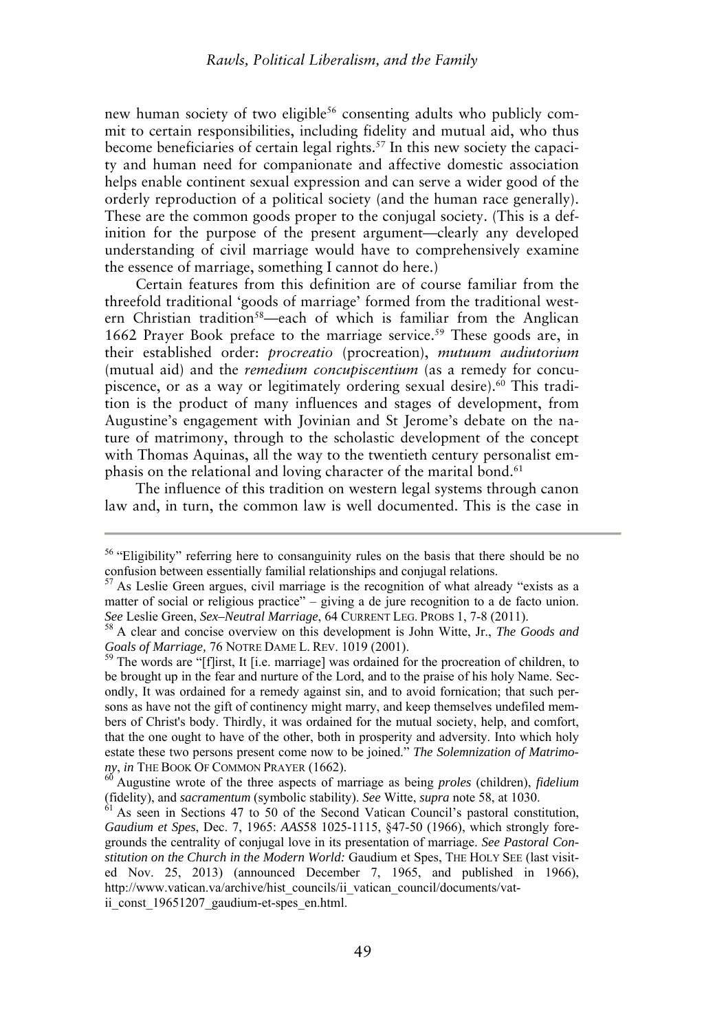new human society of two eligible[56] consenting adults who publicly commit to certain responsibilities, including fidelity and mutual aid, who thus become beneficiaries of certain legal rights.[57] In this new society the capacity and human need for companionate and affective domestic association helps enable continent sexual expression and can serve a wider good of the orderly reproduction of a political society (and the human race generally). These are the common goods proper to the conjugal society. (This is a definition for the purpose of the present argument—clearly any developed understanding of civil marriage would have to comprehensively examine the essence of marriage, something I cannot do here.)

Certain features from this definition are of course familiar from the threefold traditional 'goods of marriage' formed from the traditional western Christian tradition[58]—each of which is familiar from the Anglican 1662 Prayer Book preface to the marriage service.[59] These goods are, in their established order: *procreatio* (procreation), *mutuum audiutorium* (mutual aid) and the *remedium concupiscentium* (as a remedy for concupiscence, or as a way or legitimately ordering sexual desire).[60] This tradition is the product of many influences and stages of development, from Augustine's engagement with Jovinian and St Jerome's debate on the nature of matrimony, through to the scholastic development of the concept with Thomas Aquinas, all the way to the twentieth century personalist emphasis on the relational and loving character of the marital bond.[61]

The influence of this tradition on western legal systems through canon law and, in turn, the common law is well documented. This is the case in

---

[56] "Eligibility" referring here to consanguinity rules on the basis that there should be no confusion between essentially familial relationships and conjugal relations.

[57] As Leslie Green argues, civil marriage is the recognition of what already "exists as a matter of social or religious practice" – giving a de jure recognition to a de facto union. *See* Leslie Green, *Sex–Neutral Marriage*, 64 CURRENT LEG. PROBS 1, 7-8 (2011).

[58] A clear and concise overview on this development is John Witte, Jr., *The Goods and Goals of Marriage,* 76 NOTRE DAME L. REV. 1019 (2001).

[59] The words are "[f]irst, It [i.e. marriage] was ordained for the procreation of children, to be brought up in the fear and nurture of the Lord, and to the praise of his holy Name. Secondly, It was ordained for a remedy against sin, and to avoid fornication; that such persons as have not the gift of continency might marry, and keep themselves undefiled members of Christ's body. Thirdly, it was ordained for the mutual society, help, and comfort, that the one ought to have of the other, both in prosperity and adversity. Into which holy estate these two persons present come now to be joined." *The Solemnization of Matrimony*, *in* THE BOOK OF COMMON PRAYER (1662).

[60] Augustine wrote of the three aspects of marriage as being *proles* (children), *fidelium* (fidelity), and *sacramentum* (symbolic stability). *See* Witte, *supra* note 58, at 1030.

[61] As seen in Sections 47 to 50 of the Second Vatican Council's pastoral constitution, *Gaudium et Spes*, Dec. 7, 1965: *AAS*58 1025-1115, §47-50 (1966), which strongly foregrounds the centrality of conjugal love in its presentation of marriage. *See Pastoral Constitution on the Church in the Modern World:* Gaudium et Spes, THE HOLY SEE (last visited Nov. 25, 2013) (announced December 7, 1965, and published in 1966), http://www.vatican.va/archive/hist_councils/ii_vatican_council/documents/vat-ii_const_19651207_gaudium-et-spes_en.html.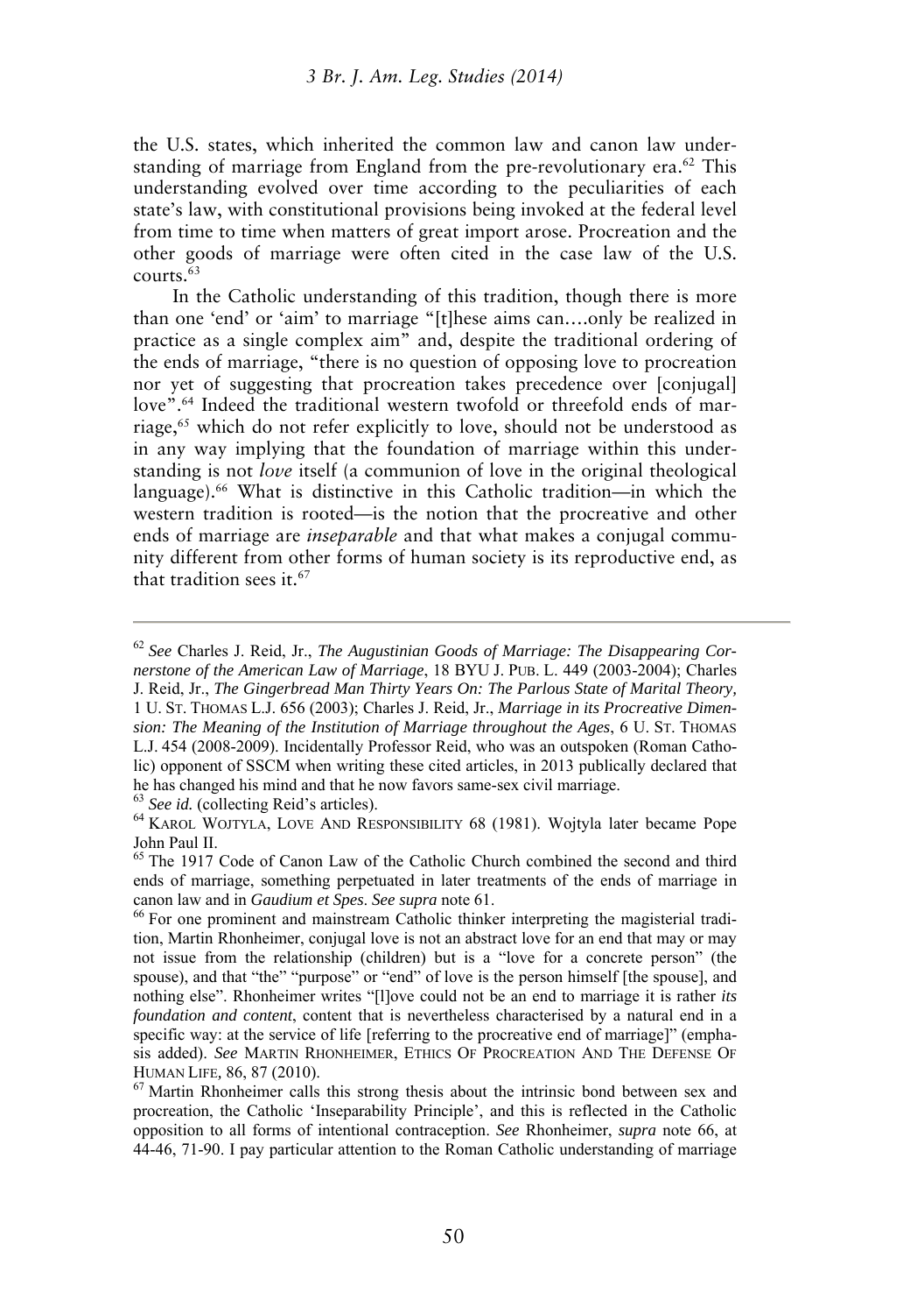the U.S. states, which inherited the common law and canon law understanding of marriage from England from the pre-revolutionary era.[62] This understanding evolved over time according to the peculiarities of each state's law, with constitutional provisions being invoked at the federal level from time to time when matters of great import arose. Procreation and the other goods of marriage were often cited in the case law of the U.S. courts.[63]

In the Catholic understanding of this tradition, though there is more than one 'end' or 'aim' to marriage "[t]hese aims can….only be realized in practice as a single complex aim" and, despite the traditional ordering of the ends of marriage, "there is no question of opposing love to procreation nor yet of suggesting that procreation takes precedence over [conjugal] love".[64] Indeed the traditional western twofold or threefold ends of marriage,[65] which do not refer explicitly to love, should not be understood as in any way implying that the foundation of marriage within this understanding is not *love* itself (a communion of love in the original theological language).[66] What is distinctive in this Catholic tradition—in which the western tradition is rooted—is the notion that the procreative and other ends of marriage are *inseparable* and that what makes a conjugal community different from other forms of human society is its reproductive end, as that tradition sees it.[67]

---

[62] *See* Charles J. Reid, Jr., *The Augustinian Goods of Marriage: The Disappearing Cornerstone of the American Law of Marriage*, 18 BYU J. PUB. L. 449 (2003-2004); Charles J. Reid, Jr., *The Gingerbread Man Thirty Years On: The Parlous State of Marital Theory,* 1 U. ST. THOMAS L.J. 656 (2003); Charles J. Reid, Jr., *Marriage in its Procreative Dimension: The Meaning of the Institution of Marriage throughout the Ages*, 6 U. ST. THOMAS L.J. 454 (2008-2009). Incidentally Professor Reid, who was an outspoken (Roman Catholic) opponent of SSCM when writing these cited articles, in 2013 publically declared that he has changed his mind and that he now favors same-sex civil marriage.

[63] *See id.* (collecting Reid's articles).

[64] KAROL WOJTYLA, LOVE AND RESPONSIBILITY 68 (1981). Wojtyla later became Pope John Paul II.

[65] The 1917 Code of Canon Law of the Catholic Church combined the second and third ends of marriage, something perpetuated in later treatments of the ends of marriage in canon law and in *Gaudium et Spes*. *See supra* note 61.

[66] For one prominent and mainstream Catholic thinker interpreting the magisterial tradition, Martin Rhonheimer, conjugal love is not an abstract love for an end that may or may not issue from the relationship (children) but is a "love for a concrete person" (the spouse), and that "the" "purpose" or "end" of love is the person himself [the spouse], and nothing else". Rhonheimer writes "[l]ove could not be an end to marriage it is rather *its foundation and content*, content that is nevertheless characterised by a natural end in a specific way: at the service of life [referring to the procreative end of marriage]" (emphasis added). *See* MARTIN RHONHEIMER, ETHICS OF PROCREATION AND THE DEFENSE OF HUMAN LIFE, 86, 87 (2010).

[67] Martin Rhonheimer calls this strong thesis about the intrinsic bond between sex and procreation, the Catholic 'Inseparability Principle', and this is reflected in the Catholic opposition to all forms of intentional contraception. *See* Rhonheimer, *supra* note 66, at 44-46, 71-90. I pay particular attention to the Roman Catholic understanding of marriage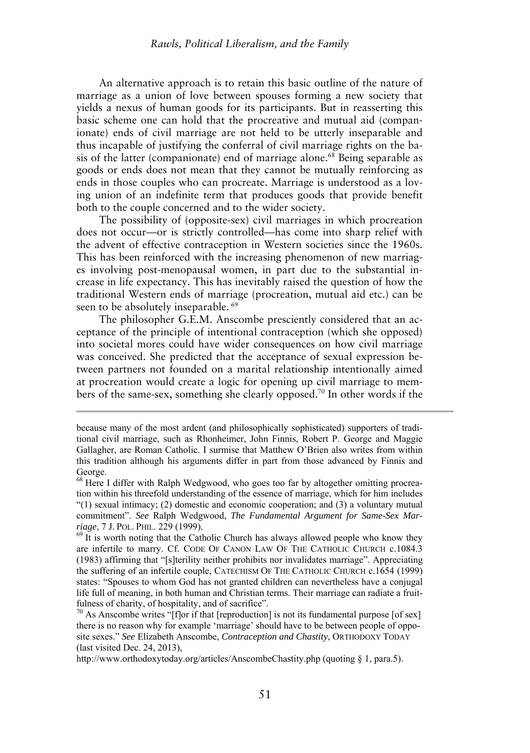An alternative approach is to retain this basic outline of the nature of marriage as a union of love between spouses forming a new society that yields a nexus of human goods for its participants. But in reasserting this basic scheme one can hold that the procreative and mutual aid (companionate) ends of civil marriage are not held to be utterly inseparable and thus incapable of justifying the conferral of civil marriage rights on the basis of the latter (companionate) end of marriage alone.[68] Being separable as goods or ends does not mean that they cannot be mutually reinforcing as ends in those couples who can procreate. Marriage is understood as a loving union of an indefinite term that produces goods that provide benefit both to the couple concerned and to the wider society.

The possibility of (opposite-sex) civil marriages in which procreation does not occur—or is strictly controlled—has come into sharp relief with the advent of effective contraception in Western societies since the 1960s. This has been reinforced with the increasing phenomenon of new marriages involving post-menopausal women, in part due to the substantial increase in life expectancy. This has inevitably raised the question of how the traditional Western ends of marriage (procreation, mutual aid etc.) can be seen to be absolutely inseparable.[69]

The philosopher G.E.M. Anscombe presciently considered that an acceptance of the principle of intentional contraception (which she opposed) into societal mores could have wider consequences on how civil marriage was conceived. She predicted that the acceptance of sexual expression between partners not founded on a marital relationship intentionally aimed at procreation would create a logic for opening up civil marriage to members of the same-sex, something she clearly opposed.[70] In other words if the

---

because many of the most ardent (and philosophically sophisticated) supporters of traditional civil marriage, such as Rhonheimer, John Finnis, Robert P. George and Maggie Gallagher, are Roman Catholic. I surmise that Matthew O'Brien also writes from within this tradition although his arguments differ in part from those advanced by Finnis and George.

[68] Here I differ with Ralph Wedgwood, who goes too far by altogether omitting procreation within his threefold understanding of the essence of marriage, which for him includes "(1) sexual intimacy; (2) domestic and economic cooperation; and (3) a voluntary mutual commitment". *See* Ralph Wedgwood, *The Fundamental Argument for Same-Sex Marriage*, 7 J. POL. PHIL. 229 (1999).

[69] It is worth noting that the Catholic Church has always allowed people who know they are infertile to marry. Cf. CODE OF CANON LAW OF THE CATHOLIC CHURCH c.1084.3 (1983) affirming that "[s]terility neither prohibits nor invalidates marriage". Appreciating the suffering of an infertile couple, CATECHISM OF THE CATHOLIC CHURCH c.1654 (1999) states: "Spouses to whom God has not granted children can nevertheless have a conjugal life full of meaning, in both human and Christian terms. Their marriage can radiate a fruitfulness of charity, of hospitality, and of sacrifice".

[70] As Anscombe writes "[f]or if that [reproduction] is not its fundamental purpose [of sex] there is no reason why for example 'marriage' should have to be between people of opposite sexes." *See* Elizabeth Anscombe, *Contraception and Chastity*, ORTHODOXY TODAY (last visited Dec. 24, 2013), http://www.orthodoxytoday.org/articles/AnscombeChastity.php (quoting § 1, para.5).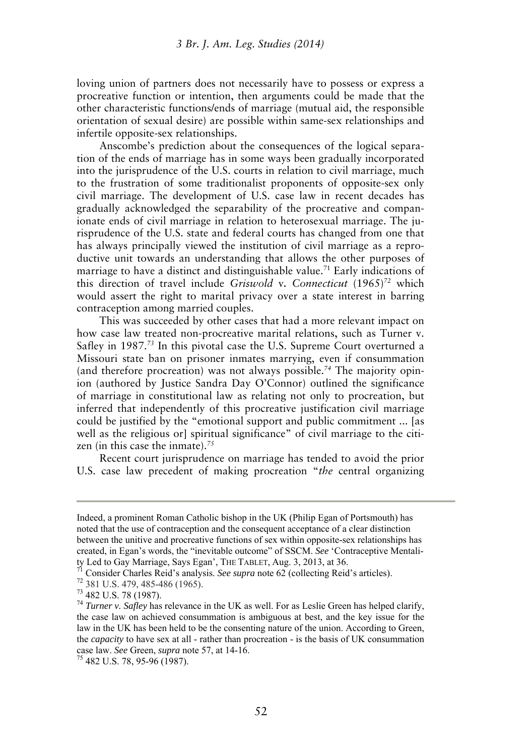loving union of partners does not necessarily have to possess or express a procreative function or intention, then arguments could be made that the other characteristic functions/ends of marriage (mutual aid, the responsible orientation of sexual desire) are possible within same-sex relationships and infertile opposite-sex relationships.

Anscombe's prediction about the consequences of the logical separation of the ends of marriage has in some ways been gradually incorporated into the jurisprudence of the U.S. courts in relation to civil marriage, much to the frustration of some traditionalist proponents of opposite-sex only civil marriage. The development of U.S. case law in recent decades has gradually acknowledged the separability of the procreative and companionate ends of civil marriage in relation to heterosexual marriage. The jurisprudence of the U.S. state and federal courts has changed from one that has always principally viewed the institution of civil marriage as a reproductive unit towards an understanding that allows the other purposes of marriage to have a distinct and distinguishable value.[71] Early indications of this direction of travel include *Griswold* v. *Connecticut* (1965)[72] which would assert the right to marital privacy over a state interest in barring contraception among married couples.

This was succeeded by other cases that had a more relevant impact on how case law treated non-procreative marital relations, such as Turner v. Safley in 1987.[73] In this pivotal case the U.S. Supreme Court overturned a Missouri state ban on prisoner inmates marrying, even if consummation (and therefore procreation) was not always possible.[74] The majority opinion (authored by Justice Sandra Day O'Connor) outlined the significance of marriage in constitutional law as relating not only to procreation, but inferred that independently of this procreative justification civil marriage could be justified by the "emotional support and public commitment ... [as well as the religious or] spiritual significance" of civil marriage to the citizen (in this case the inmate).[75]

Recent court jurisprudence on marriage has tended to avoid the prior U.S. case law precedent of making procreation "*the* central organizing

---

Indeed, a prominent Roman Catholic bishop in the UK (Philip Egan of Portsmouth) has noted that the use of contraception and the consequent acceptance of a clear distinction between the unitive and procreative functions of sex within opposite-sex relationships has created, in Egan's words, the "inevitable outcome" of SSCM. *See* 'Contraceptive Mentality Led to Gay Marriage, Says Egan', THE TABLET, Aug. 3, 2013, at 36.

[71] Consider Charles Reid's analysis. *See supra* note 62 (collecting Reid's articles).

[72] 381 U.S. 479, 485-486 (1965).

[73] 482 U.S. 78 (1987).

[74] *Turner v. Safley* has relevance in the UK as well. For as Leslie Green has helped clarify, the case law on achieved consummation is ambiguous at best, and the key issue for the law in the UK has been held to be the consenting nature of the union. According to Green, the *capacity* to have sex at all - rather than procreation - is the basis of UK consummation case law. *See* Green, *supra* note 57, at 14-16.

[75] 482 U.S. 78, 95-96 (1987).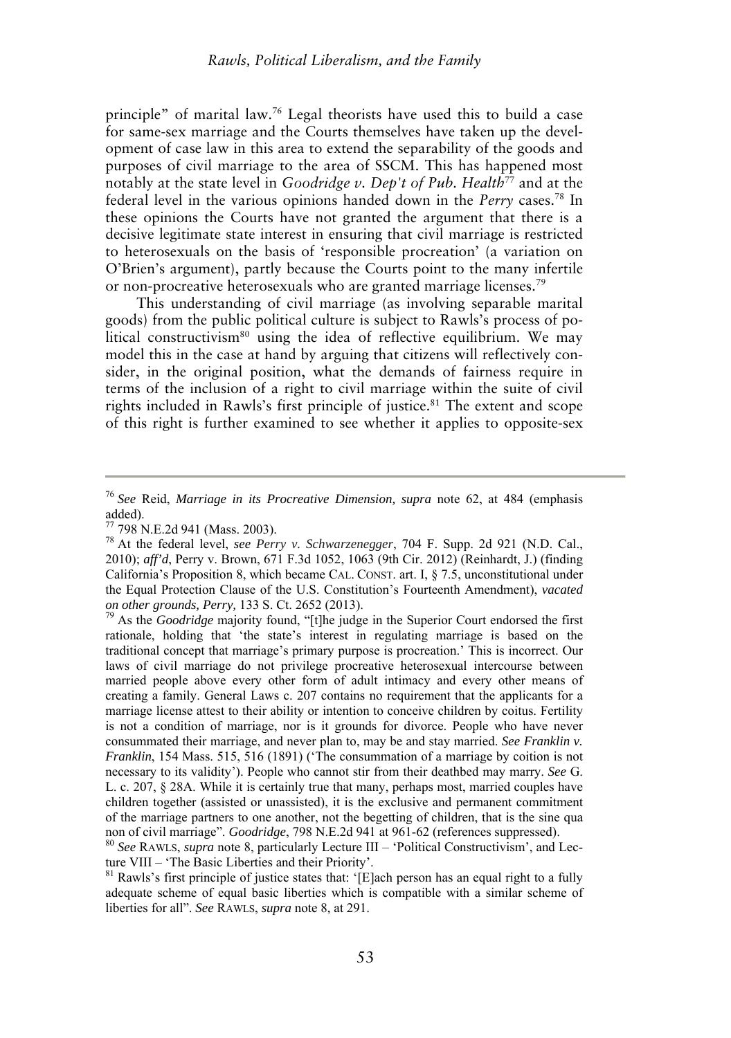principle" of marital law.[76] Legal theorists have used this to build a case for same-sex marriage and the Courts themselves have taken up the development of case law in this area to extend the separability of the goods and purposes of civil marriage to the area of SSCM. This has happened most notably at the state level in *Goodridge v. Dep't of Pub. Health*[77] and at the federal level in the various opinions handed down in the *Perry* cases.[78] In these opinions the Courts have not granted the argument that there is a decisive legitimate state interest in ensuring that civil marriage is restricted to heterosexuals on the basis of 'responsible procreation' (a variation on O'Brien's argument), partly because the Courts point to the many infertile or non-procreative heterosexuals who are granted marriage licenses.[79]

This understanding of civil marriage (as involving separable marital goods) from the public political culture is subject to Rawls's process of political constructivism[80] using the idea of reflective equilibrium. We may model this in the case at hand by arguing that citizens will reflectively consider, in the original position, what the demands of fairness require in terms of the inclusion of a right to civil marriage within the suite of civil rights included in Rawls's first principle of justice.[81] The extent and scope of this right is further examined to see whether it applies to opposite-sex

---

[76] *See* Reid, *Marriage in its Procreative Dimension, supra* note 62, at 484 (emphasis added).

[77] 798 N.E.2d 941 (Mass. 2003).

[78] At the federal level, *see Perry v. Schwarzenegger*, 704 F. Supp. 2d 921 (N.D. Cal., 2010); *aff'd*, Perry v. Brown, 671 F.3d 1052, 1063 (9th Cir. 2012) (Reinhardt, J.) (finding California's Proposition 8, which became CAL. CONST. art. I, § 7.5, unconstitutional under the Equal Protection Clause of the U.S. Constitution's Fourteenth Amendment), *vacated on other grounds, Perry,* 133 S. Ct. 2652 (2013).

[79] As the *Goodridge* majority found, "[t]he judge in the Superior Court endorsed the first rationale, holding that 'the state's interest in regulating marriage is based on the traditional concept that marriage's primary purpose is procreation.' This is incorrect. Our laws of civil marriage do not privilege procreative heterosexual intercourse between married people above every other form of adult intimacy and every other means of creating a family. General Laws c. 207 contains no requirement that the applicants for a marriage license attest to their ability or intention to conceive children by coitus. Fertility is not a condition of marriage, nor is it grounds for divorce. People who have never consummated their marriage, and never plan to, may be and stay married. *See Franklin v. Franklin*, 154 Mass. 515, 516 (1891) ('The consummation of a marriage by coition is not necessary to its validity'). People who cannot stir from their deathbed may marry. *See* G. L. c. 207, § 28A. While it is certainly true that many, perhaps most, married couples have children together (assisted or unassisted), it is the exclusive and permanent commitment of the marriage partners to one another, not the begetting of children, that is the sine qua non of civil marriage". *Goodridge*, 798 N.E.2d 941 at 961-62 (references suppressed).

[80] *See* RAWLS, *supra* note 8, particularly Lecture III – 'Political Constructivism', and Lecture VIII – 'The Basic Liberties and their Priority'.

[81] Rawls's first principle of justice states that: '[E]ach person has an equal right to a fully adequate scheme of equal basic liberties which is compatible with a similar scheme of liberties for all". *See* RAWLS, *supra* note 8, at 291.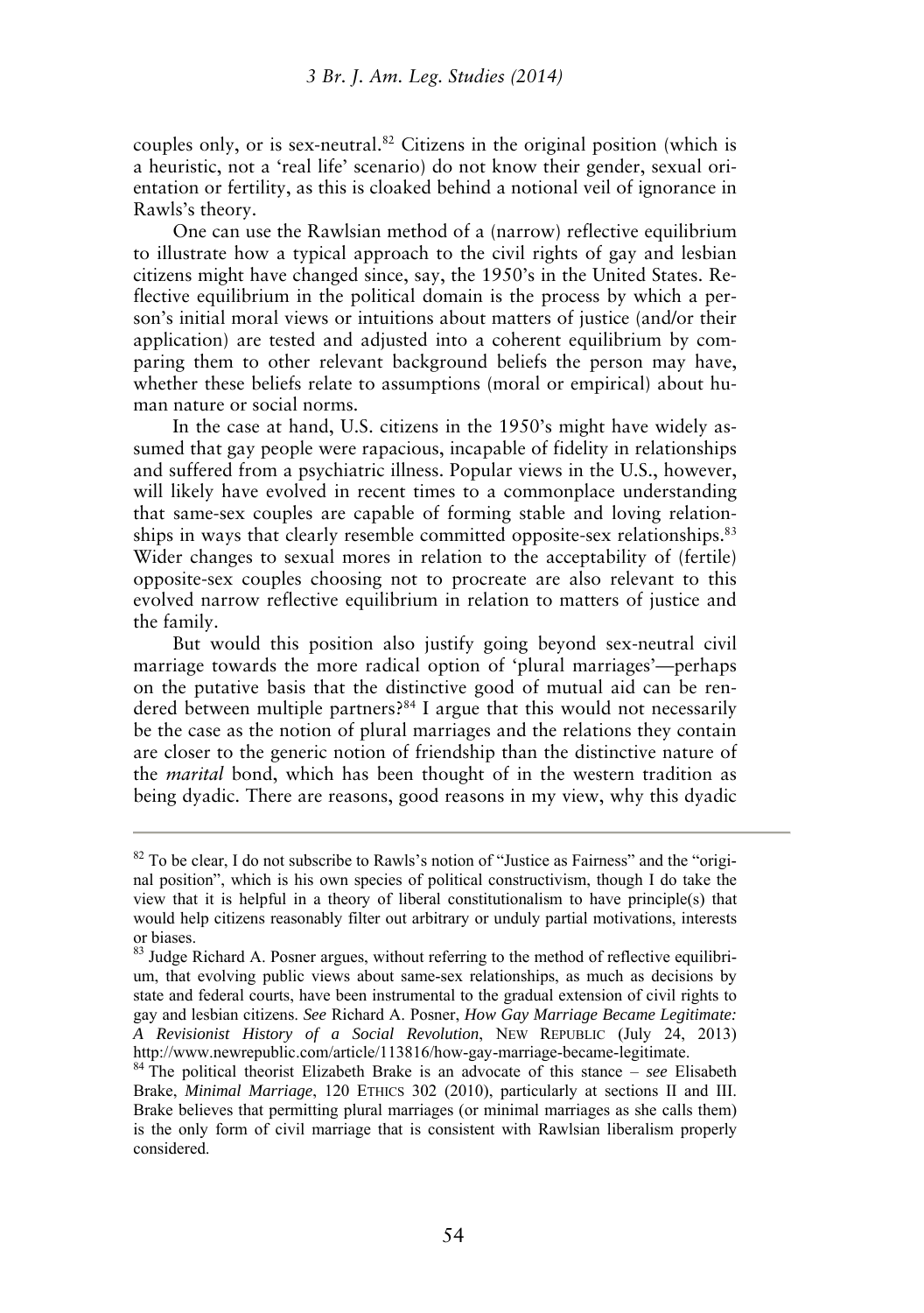couples only, or is sex-neutral.[82] Citizens in the original position (which is a heuristic, not a 'real life' scenario) do not know their gender, sexual orientation or fertility, as this is cloaked behind a notional veil of ignorance in Rawls's theory.

One can use the Rawlsian method of a (narrow) reflective equilibrium to illustrate how a typical approach to the civil rights of gay and lesbian citizens might have changed since, say, the 1950's in the United States. Reflective equilibrium in the political domain is the process by which a person's initial moral views or intuitions about matters of justice (and/or their application) are tested and adjusted into a coherent equilibrium by comparing them to other relevant background beliefs the person may have, whether these beliefs relate to assumptions (moral or empirical) about human nature or social norms.

In the case at hand, U.S. citizens in the 1950's might have widely assumed that gay people were rapacious, incapable of fidelity in relationships and suffered from a psychiatric illness. Popular views in the U.S., however, will likely have evolved in recent times to a commonplace understanding that same-sex couples are capable of forming stable and loving relationships in ways that clearly resemble committed opposite-sex relationships.[83] Wider changes to sexual mores in relation to the acceptability of (fertile) opposite-sex couples choosing not to procreate are also relevant to this evolved narrow reflective equilibrium in relation to matters of justice and the family.

But would this position also justify going beyond sex-neutral civil marriage towards the more radical option of 'plural marriages'—perhaps on the putative basis that the distinctive good of mutual aid can be rendered between multiple partners?[84] I argue that this would not necessarily be the case as the notion of plural marriages and the relations they contain are closer to the generic notion of friendship than the distinctive nature of the *marital* bond, which has been thought of in the western tradition as being dyadic. There are reasons, good reasons in my view, why this dyadic

---

[82] To be clear, I do not subscribe to Rawls's notion of "Justice as Fairness" and the "original position", which is his own species of political constructivism, though I do take the view that it is helpful in a theory of liberal constitutionalism to have principle(s) that would help citizens reasonably filter out arbitrary or unduly partial motivations, interests or biases.

[83] Judge Richard A. Posner argues, without referring to the method of reflective equilibrium, that evolving public views about same-sex relationships, as much as decisions by state and federal courts, have been instrumental to the gradual extension of civil rights to gay and lesbian citizens. *See* Richard A. Posner, *How Gay Marriage Became Legitimate: A Revisionist History of a Social Revolution*, NEW REPUBLIC (July 24, 2013) http://www.newrepublic.com/article/113816/how-gay-marriage-became-legitimate.

[84] The political theorist Elizabeth Brake is an advocate of this stance – *see* Elisabeth Brake, *Minimal Marriage*, 120 ETHICS 302 (2010), particularly at sections II and III. Brake believes that permitting plural marriages (or minimal marriages as she calls them) is the only form of civil marriage that is consistent with Rawlsian liberalism properly considered.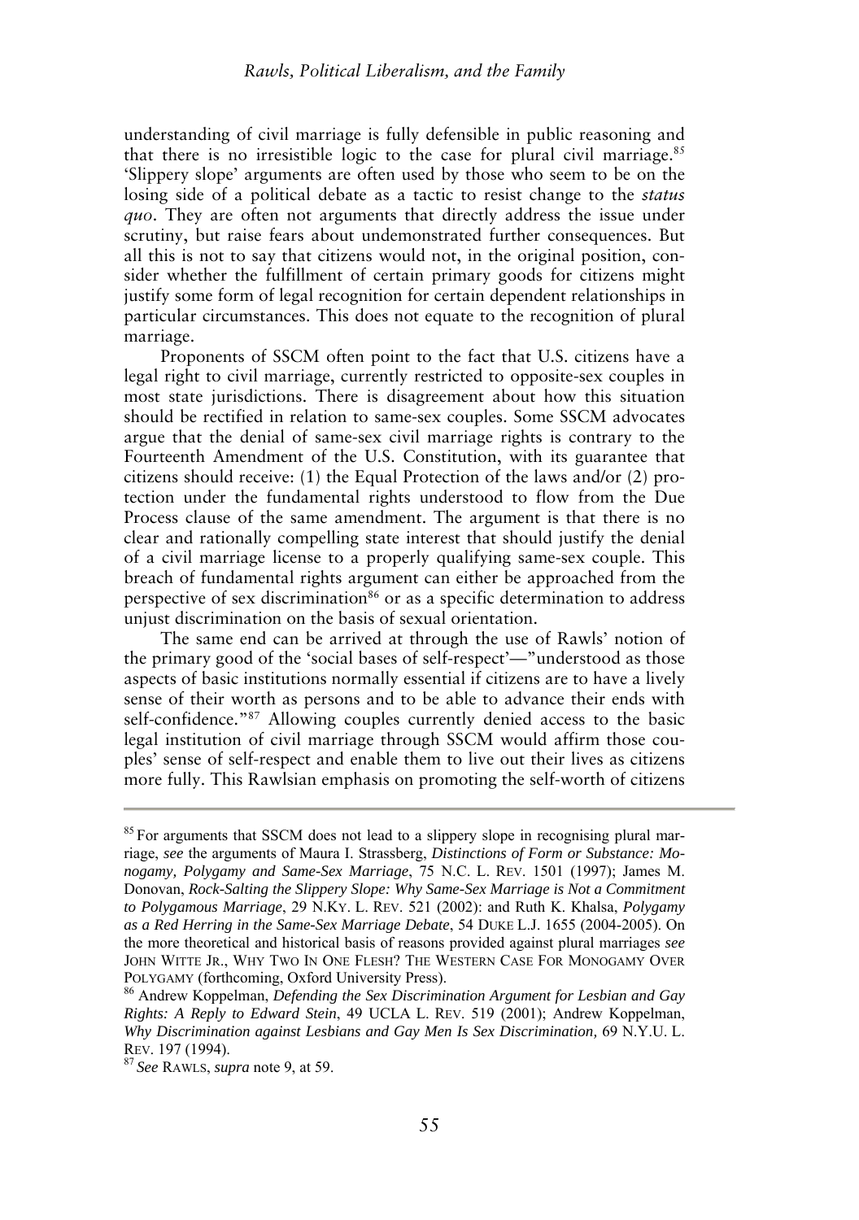understanding of civil marriage is fully defensible in public reasoning and that there is no irresistible logic to the case for plural civil marriage.[85] 'Slippery slope' arguments are often used by those who seem to be on the losing side of a political debate as a tactic to resist change to the *status quo*. They are often not arguments that directly address the issue under scrutiny, but raise fears about undemonstrated further consequences. But all this is not to say that citizens would not, in the original position, consider whether the fulfillment of certain primary goods for citizens might justify some form of legal recognition for certain dependent relationships in particular circumstances. This does not equate to the recognition of plural marriage.

Proponents of SSCM often point to the fact that U.S. citizens have a legal right to civil marriage, currently restricted to opposite-sex couples in most state jurisdictions. There is disagreement about how this situation should be rectified in relation to same-sex couples. Some SSCM advocates argue that the denial of same-sex civil marriage rights is contrary to the Fourteenth Amendment of the U.S. Constitution, with its guarantee that citizens should receive: (1) the Equal Protection of the laws and/or (2) protection under the fundamental rights understood to flow from the Due Process clause of the same amendment. The argument is that there is no clear and rationally compelling state interest that should justify the denial of a civil marriage license to a properly qualifying same-sex couple. This breach of fundamental rights argument can either be approached from the perspective of sex discrimination[86] or as a specific determination to address unjust discrimination on the basis of sexual orientation.

The same end can be arrived at through the use of Rawls' notion of the primary good of the 'social bases of self-respect'—"understood as those aspects of basic institutions normally essential if citizens are to have a lively sense of their worth as persons and to be able to advance their ends with self-confidence."[87] Allowing couples currently denied access to the basic legal institution of civil marriage through SSCM would affirm those couples' sense of self-respect and enable them to live out their lives as citizens more fully. This Rawlsian emphasis on promoting the self-worth of citizens

---

[85] For arguments that SSCM does not lead to a slippery slope in recognising plural marriage, *see* the arguments of Maura I. Strassberg, *Distinctions of Form or Substance: Monogamy, Polygamy and Same-Sex Marriage*, 75 N.C. L. REV. 1501 (1997); James M. Donovan, *Rock-Salting the Slippery Slope: Why Same-Sex Marriage is Not a Commitment to Polygamous Marriage*, 29 N.KY. L. REV. 521 (2002): and Ruth K. Khalsa, *Polygamy as a Red Herring in the Same-Sex Marriage Debate*, 54 DUKE L.J. 1655 (2004-2005). On the more theoretical and historical basis of reasons provided against plural marriages *see* JOHN WITTE JR., WHY TWO IN ONE FLESH? THE WESTERN CASE FOR MONOGAMY OVER POLYGAMY (forthcoming, Oxford University Press).

[86] Andrew Koppelman, *Defending the Sex Discrimination Argument for Lesbian and Gay Rights: A Reply to Edward Stein*, 49 UCLA L. REV. 519 (2001); Andrew Koppelman, *Why Discrimination against Lesbians and Gay Men Is Sex Discrimination,* 69 N.Y.U. L. REV. 197 (1994).

[87] *See* RAWLS, *supra* note 9, at 59.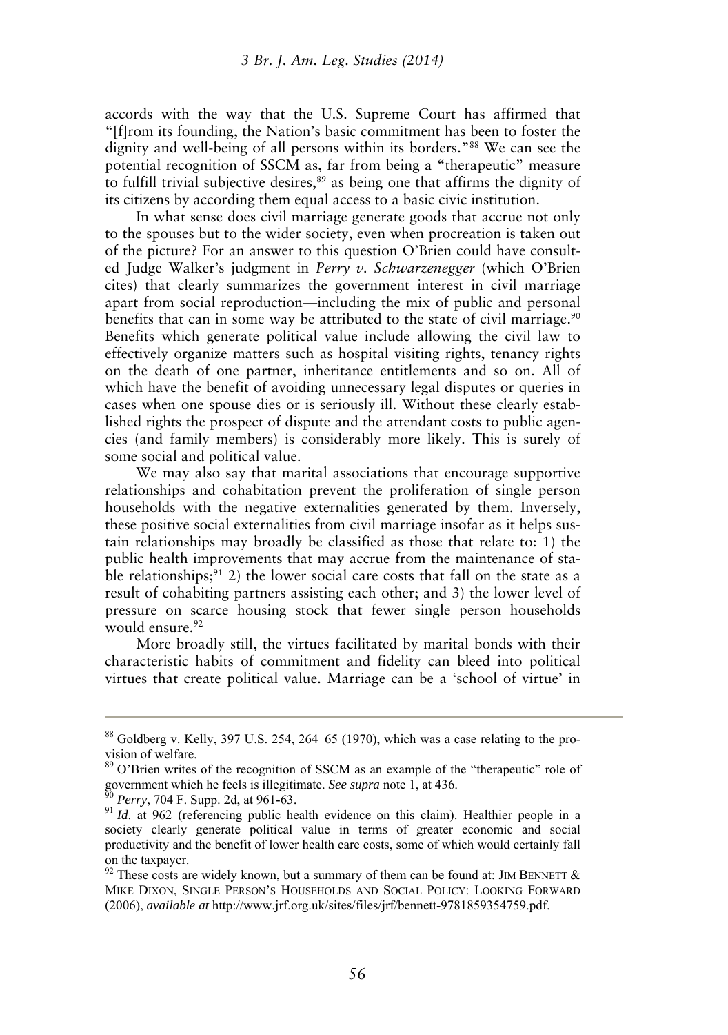accords with the way that the U.S. Supreme Court has affirmed that "[f]rom its founding, the Nation's basic commitment has been to foster the dignity and well-being of all persons within its borders."[88] We can see the potential recognition of SSCM as, far from being a "therapeutic" measure to fulfill trivial subjective desires,[89] as being one that affirms the dignity of its citizens by according them equal access to a basic civic institution.

In what sense does civil marriage generate goods that accrue not only to the spouses but to the wider society, even when procreation is taken out of the picture? For an answer to this question O'Brien could have consulted Judge Walker's judgment in *Perry v. Schwarzenegger* (which O'Brien cites) that clearly summarizes the government interest in civil marriage apart from social reproduction—including the mix of public and personal benefits that can in some way be attributed to the state of civil marriage.[90] Benefits which generate political value include allowing the civil law to effectively organize matters such as hospital visiting rights, tenancy rights on the death of one partner, inheritance entitlements and so on. All of which have the benefit of avoiding unnecessary legal disputes or queries in cases when one spouse dies or is seriously ill. Without these clearly established rights the prospect of dispute and the attendant costs to public agencies (and family members) is considerably more likely. This is surely of some social and political value.

We may also say that marital associations that encourage supportive relationships and cohabitation prevent the proliferation of single person households with the negative externalities generated by them. Inversely, these positive social externalities from civil marriage insofar as it helps sustain relationships may broadly be classified as those that relate to: 1) the public health improvements that may accrue from the maintenance of stable relationships;[91] 2) the lower social care costs that fall on the state as a result of cohabiting partners assisting each other; and 3) the lower level of pressure on scarce housing stock that fewer single person households would ensure.[92]

More broadly still, the virtues facilitated by marital bonds with their characteristic habits of commitment and fidelity can bleed into political virtues that create political value. Marriage can be a 'school of virtue' in

---

[88] Goldberg v. Kelly, 397 U.S. 254, 264–65 (1970), which was a case relating to the provision of welfare.

[89] O'Brien writes of the recognition of SSCM as an example of the "therapeutic" role of government which he feels is illegitimate. *See supra* note 1, at 436.

[90] *Perry*, 704 F. Supp. 2d, at 961-63.

[91] *Id.* at 962 (referencing public health evidence on this claim). Healthier people in a society clearly generate political value in terms of greater economic and social productivity and the benefit of lower health care costs, some of which would certainly fall on the taxpayer.

[92] These costs are widely known, but a summary of them can be found at: JIM BENNETT & MIKE DIXON, SINGLE PERSON'S HOUSEHOLDS AND SOCIAL POLICY: LOOKING FORWARD (2006), *available at* http://www.jrf.org.uk/sites/files/jrf/bennett-9781859354759.pdf.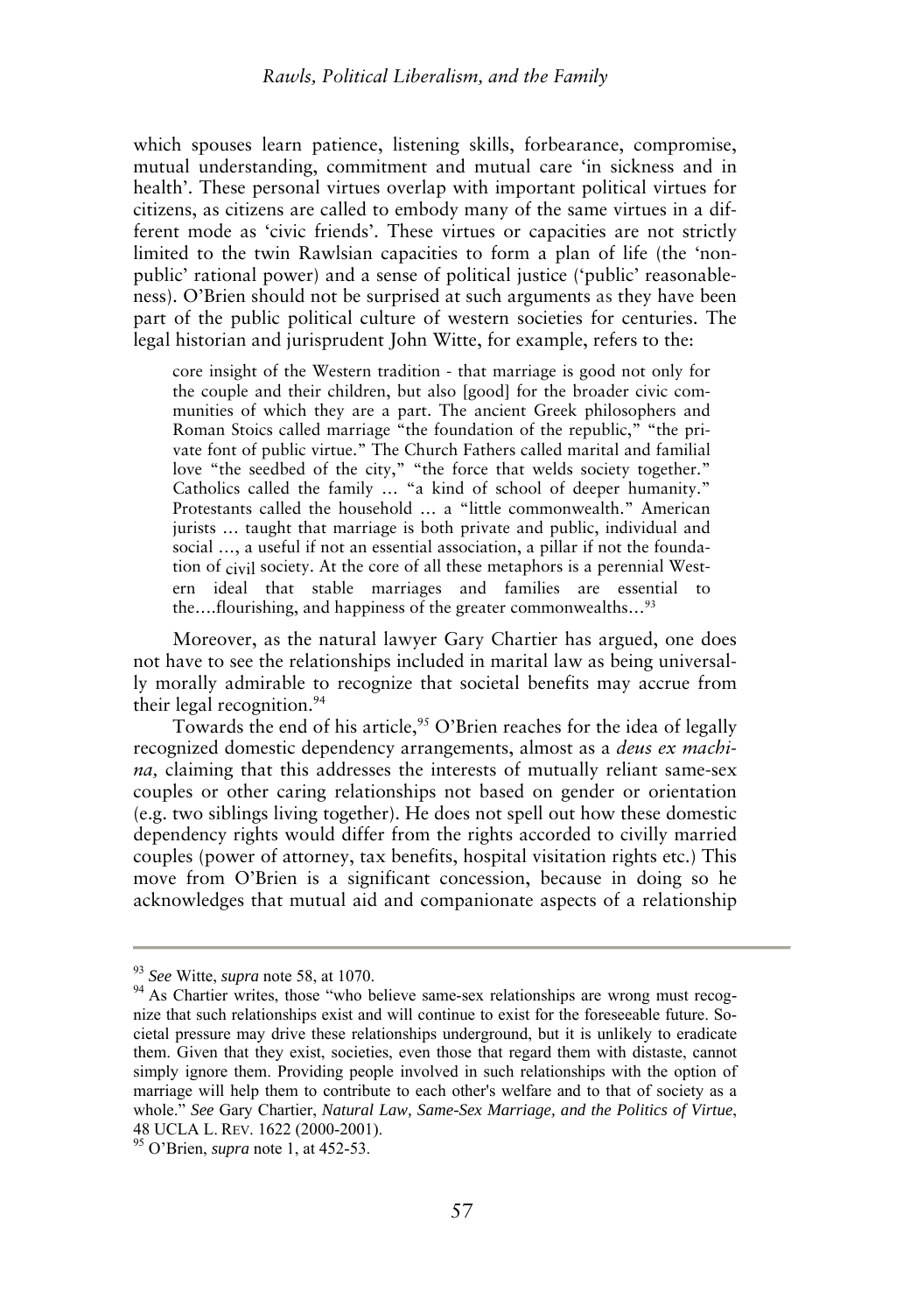which spouses learn patience, listening skills, forbearance, compromise, mutual understanding, commitment and mutual care 'in sickness and in health'. These personal virtues overlap with important political virtues for citizens, as citizens are called to embody many of the same virtues in a different mode as 'civic friends'. These virtues or capacities are not strictly limited to the twin Rawlsian capacities to form a plan of life (the 'non-public' rational power) and a sense of political justice ('public' reasonableness). O'Brien should not be surprised at such arguments as they have been part of the public political culture of western societies for centuries. The legal historian and jurisprudent John Witte, for example, refers to the:

> core insight of the Western tradition - that marriage is good not only for the couple and their children, but also [good] for the broader civic communities of which they are a part. The ancient Greek philosophers and Roman Stoics called marriage "the foundation of the republic," "the private font of public virtue." The Church Fathers called marital and familial love "the seedbed of the city," "the force that welds society together." Catholics called the family … "a kind of school of deeper humanity." Protestants called the household … a "little commonwealth." American jurists … taught that marriage is both private and public, individual and social …, a useful if not an essential association, a pillar if not the foundation of civil society. At the core of all these metaphors is a perennial Western ideal that stable marriages and families are essential to the….flourishing, and happiness of the greater commonwealths…[93]

Moreover, as the natural lawyer Gary Chartier has argued, one does not have to see the relationships included in marital law as being universally morally admirable to recognize that societal benefits may accrue from their legal recognition.[94]

Towards the end of his article,[95] O'Brien reaches for the idea of legally recognized domestic dependency arrangements, almost as a *deus ex machina,* claiming that this addresses the interests of mutually reliant same-sex couples or other caring relationships not based on gender or orientation (e.g. two siblings living together). He does not spell out how these domestic dependency rights would differ from the rights accorded to civilly married couples (power of attorney, tax benefits, hospital visitation rights etc.) This move from O'Brien is a significant concession, because in doing so he acknowledges that mutual aid and companionate aspects of a relationship

---

[93] *See* Witte, *supra* note 58, at 1070.

[94] As Chartier writes, those "who believe same-sex relationships are wrong must recognize that such relationships exist and will continue to exist for the foreseeable future. Societal pressure may drive these relationships underground, but it is unlikely to eradicate them. Given that they exist, societies, even those that regard them with distaste, cannot simply ignore them. Providing people involved in such relationships with the option of marriage will help them to contribute to each other's welfare and to that of society as a whole." *See* Gary Chartier, *Natural Law, Same-Sex Marriage, and the Politics of Virtue*, 48 UCLA L. REV. 1622 (2000-2001).

[95] O'Brien, *supra* note 1, at 452-53.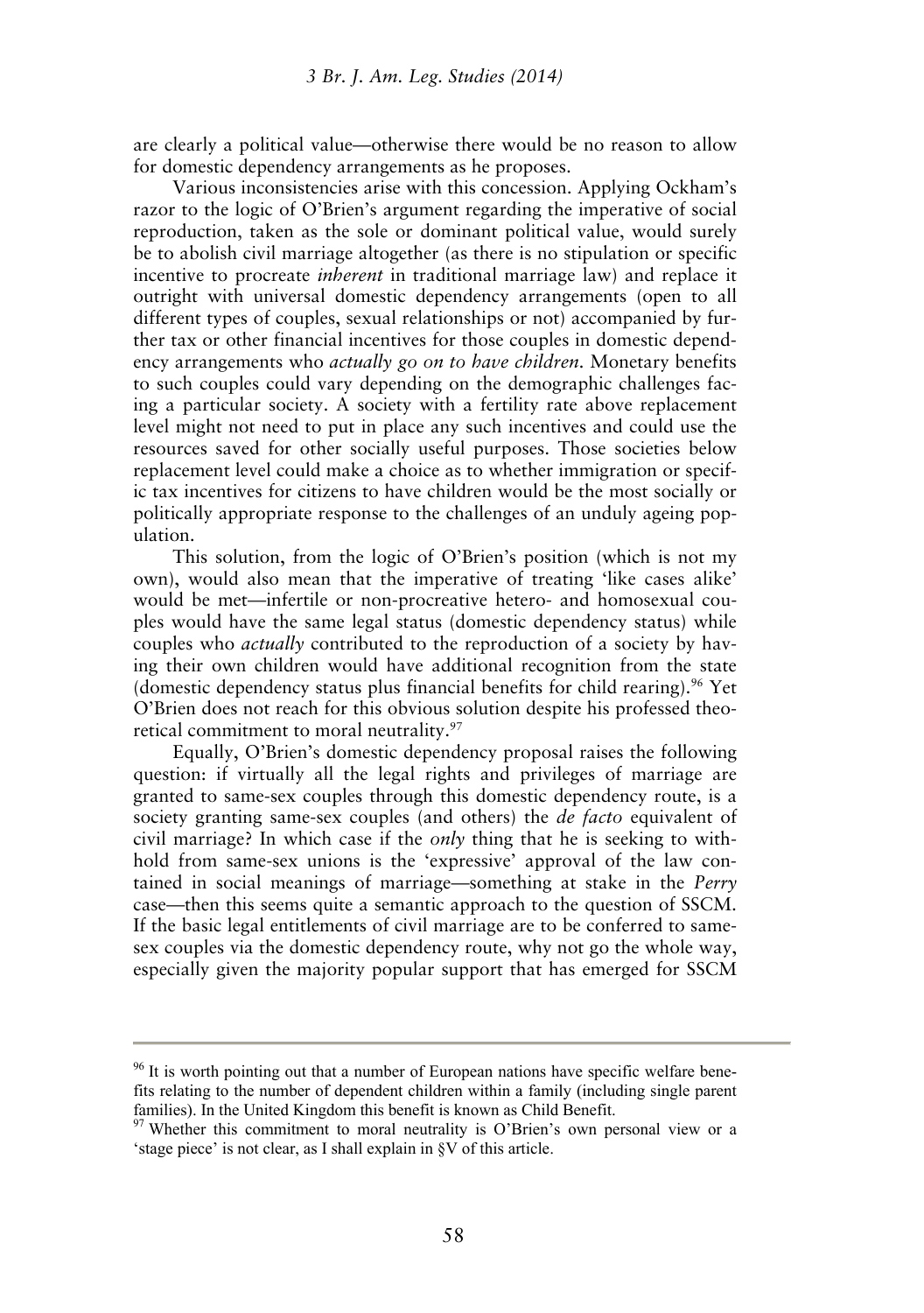are clearly a political value—otherwise there would be no reason to allow for domestic dependency arrangements as he proposes.

Various inconsistencies arise with this concession. Applying Ockham's razor to the logic of O'Brien's argument regarding the imperative of social reproduction, taken as the sole or dominant political value, would surely be to abolish civil marriage altogether (as there is no stipulation or specific incentive to procreate *inherent* in traditional marriage law) and replace it outright with universal domestic dependency arrangements (open to all different types of couples, sexual relationships or not) accompanied by further tax or other financial incentives for those couples in domestic dependency arrangements who *actually go on to have children*. Monetary benefits to such couples could vary depending on the demographic challenges facing a particular society. A society with a fertility rate above replacement level might not need to put in place any such incentives and could use the resources saved for other socially useful purposes. Those societies below replacement level could make a choice as to whether immigration or specific tax incentives for citizens to have children would be the most socially or politically appropriate response to the challenges of an unduly ageing population.

This solution, from the logic of O'Brien's position (which is not my own), would also mean that the imperative of treating 'like cases alike' would be met—infertile or non-procreative hetero- and homosexual couples would have the same legal status (domestic dependency status) while couples who *actually* contributed to the reproduction of a society by having their own children would have additional recognition from the state (domestic dependency status plus financial benefits for child rearing).[96] Yet O'Brien does not reach for this obvious solution despite his professed theoretical commitment to moral neutrality.[97]

Equally, O'Brien's domestic dependency proposal raises the following question: if virtually all the legal rights and privileges of marriage are granted to same-sex couples through this domestic dependency route, is a society granting same-sex couples (and others) the *de facto* equivalent of civil marriage? In which case if the *only* thing that he is seeking to withhold from same-sex unions is the 'expressive' approval of the law contained in social meanings of marriage—something at stake in the *Perry* case—then this seems quite a semantic approach to the question of SSCM. If the basic legal entitlements of civil marriage are to be conferred to same-sex couples via the domestic dependency route, why not go the whole way, especially given the majority popular support that has emerged for SSCM

---

[96] It is worth pointing out that a number of European nations have specific welfare benefits relating to the number of dependent children within a family (including single parent families). In the United Kingdom this benefit is known as Child Benefit.

[97] Whether this commitment to moral neutrality is O'Brien's own personal view or a 'stage piece' is not clear, as I shall explain in §V of this article.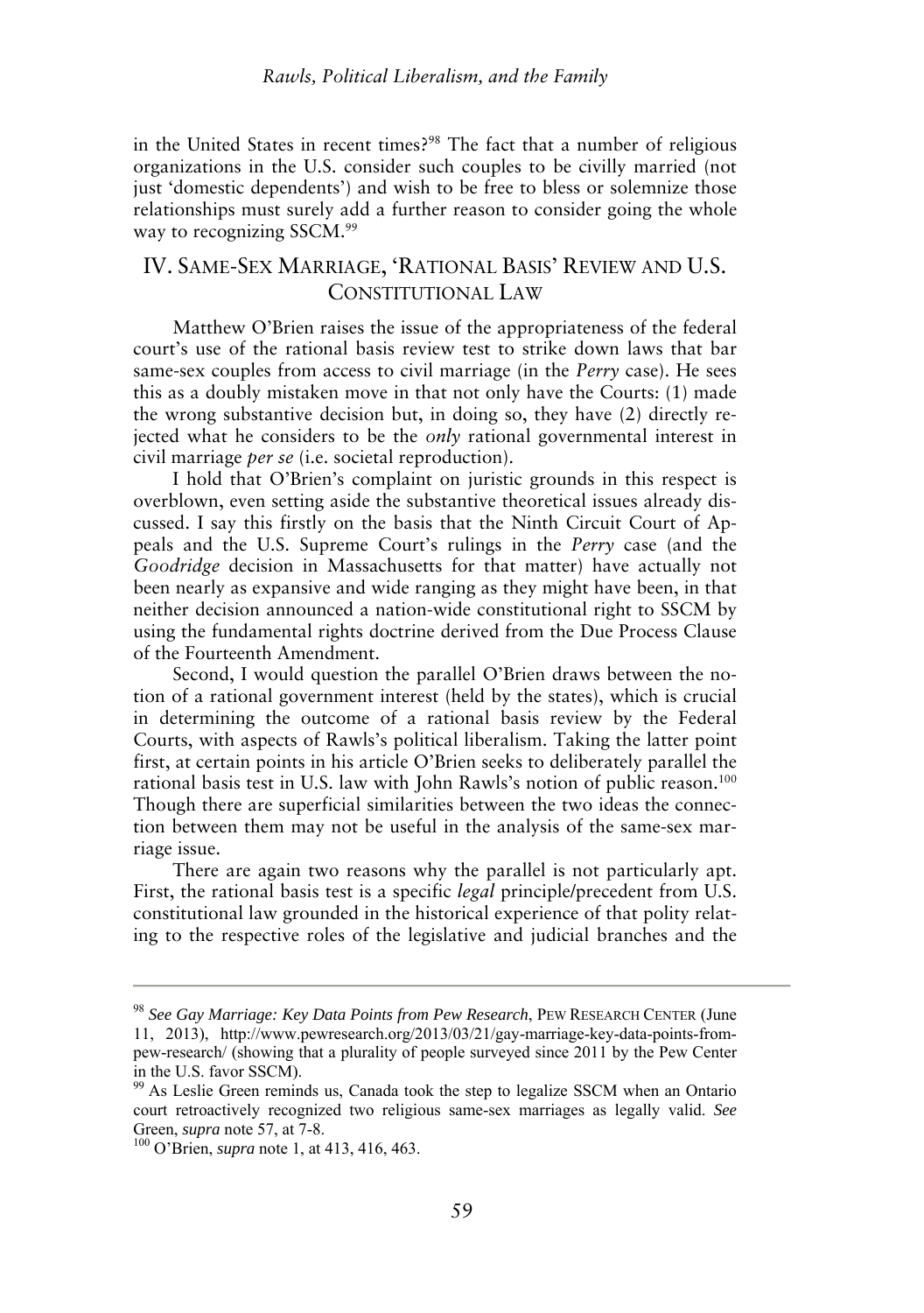in the United States in recent times?[98] The fact that a number of religious organizations in the U.S. consider such couples to be civilly married (not just 'domestic dependents') and wish to be free to bless or solemnize those relationships must surely add a further reason to consider going the whole way to recognizing SSCM.[99]

## IV. SAME-SEX MARRIAGE, 'RATIONAL BASIS' REVIEW AND U.S. CONSTITUTIONAL LAW

Matthew O'Brien raises the issue of the appropriateness of the federal court's use of the rational basis review test to strike down laws that bar same-sex couples from access to civil marriage (in the *Perry* case). He sees this as a doubly mistaken move in that not only have the Courts: (1) made the wrong substantive decision but, in doing so, they have (2) directly rejected what he considers to be the *only* rational governmental interest in civil marriage *per se* (i.e. societal reproduction).

I hold that O'Brien's complaint on juristic grounds in this respect is overblown, even setting aside the substantive theoretical issues already discussed. I say this firstly on the basis that the Ninth Circuit Court of Appeals and the U.S. Supreme Court's rulings in the *Perry* case (and the *Goodridge* decision in Massachusetts for that matter) have actually not been nearly as expansive and wide ranging as they might have been, in that neither decision announced a nation-wide constitutional right to SSCM by using the fundamental rights doctrine derived from the Due Process Clause of the Fourteenth Amendment.

Second, I would question the parallel O'Brien draws between the notion of a rational government interest (held by the states), which is crucial in determining the outcome of a rational basis review by the Federal Courts, with aspects of Rawls's political liberalism. Taking the latter point first, at certain points in his article O'Brien seeks to deliberately parallel the rational basis test in U.S. law with John Rawls's notion of public reason.[100] Though there are superficial similarities between the two ideas the connection between them may not be useful in the analysis of the same-sex marriage issue.

There are again two reasons why the parallel is not particularly apt. First, the rational basis test is a specific *legal* principle/precedent from U.S. constitutional law grounded in the historical experience of that polity relating to the respective roles of the legislative and judicial branches and the

---

[98] *See Gay Marriage: Key Data Points from Pew Research*, PEW RESEARCH CENTER (June 11, 2013), http://www.pewresearch.org/2013/03/21/gay-marriage-key-data-points-from-pew-research/ (showing that a plurality of people surveyed since 2011 by the Pew Center in the U.S. favor SSCM).

[99] As Leslie Green reminds us, Canada took the step to legalize SSCM when an Ontario court retroactively recognized two religious same-sex marriages as legally valid. *See* Green, *supra* note 57, at 7-8.

[100] O'Brien, *supra* note 1, at 413, 416, 463.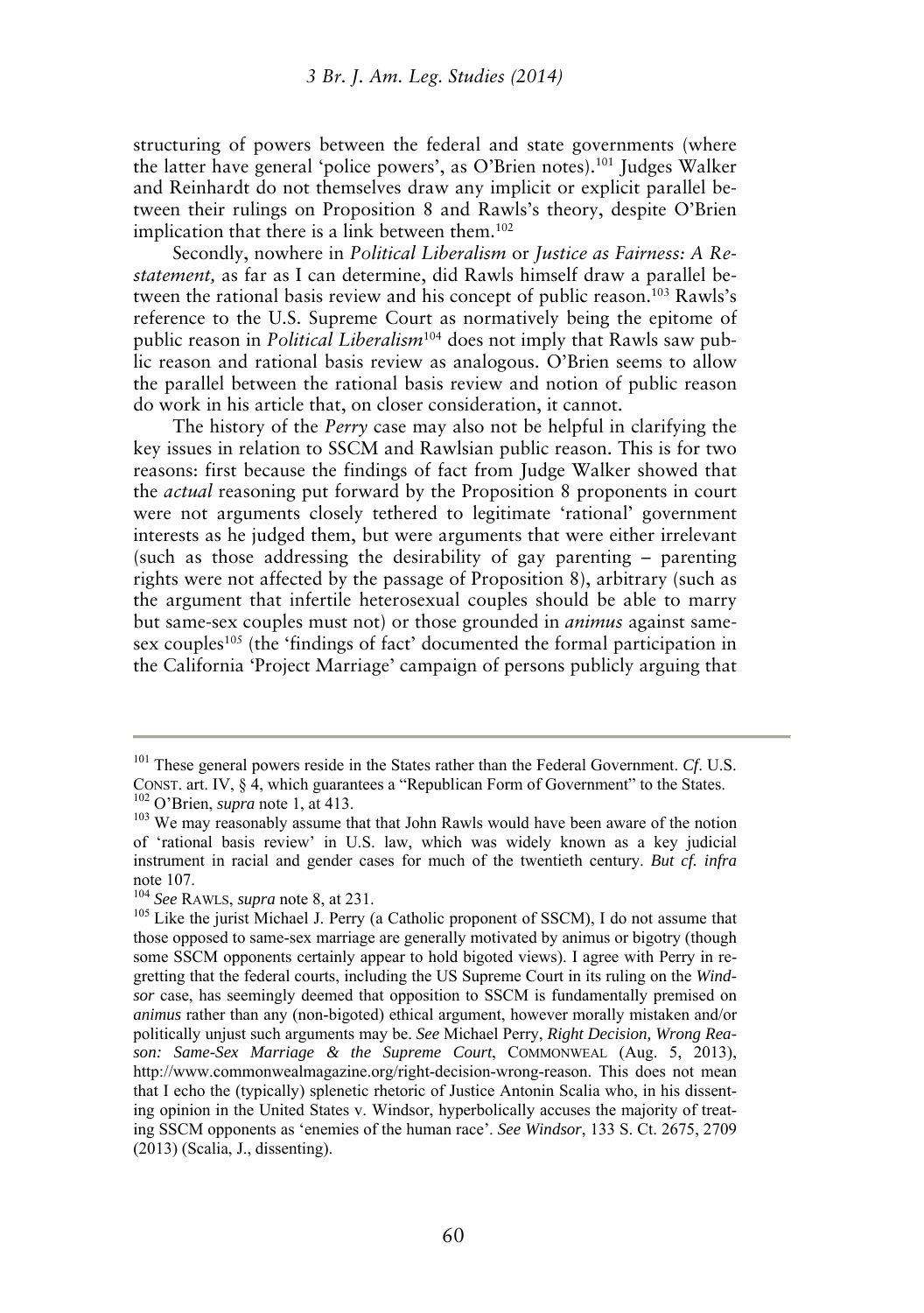structuring of powers between the federal and state governments (where the latter have general 'police powers', as O'Brien notes).[101] Judges Walker and Reinhardt do not themselves draw any implicit or explicit parallel between their rulings on Proposition 8 and Rawls's theory, despite O'Brien implication that there is a link between them.[102]

Secondly, nowhere in *Political Liberalism* or *Justice as Fairness: A Restatement,* as far as I can determine, did Rawls himself draw a parallel between the rational basis review and his concept of public reason.[103] Rawls's reference to the U.S. Supreme Court as normatively being the epitome of public reason in *Political Liberalism*[104] does not imply that Rawls saw public reason and rational basis review as analogous. O'Brien seems to allow the parallel between the rational basis review and notion of public reason do work in his article that, on closer consideration, it cannot.

The history of the *Perry* case may also not be helpful in clarifying the key issues in relation to SSCM and Rawlsian public reason. This is for two reasons: first because the findings of fact from Judge Walker showed that the *actual* reasoning put forward by the Proposition 8 proponents in court were not arguments closely tethered to legitimate 'rational' government interests as he judged them, but were arguments that were either irrelevant (such as those addressing the desirability of gay parenting – parenting rights were not affected by the passage of Proposition 8), arbitrary (such as the argument that infertile heterosexual couples should be able to marry but same-sex couples must not) or those grounded in *animus* against same-sex couples[105] (the 'findings of fact' documented the formal participation in the California 'Project Marriage' campaign of persons publicly arguing that

---

[101] These general powers reside in the States rather than the Federal Government. *Cf*. U.S. CONST. art. IV, § 4, which guarantees a "Republican Form of Government" to the States.

[102] O'Brien, *supra* note 1, at 413.

[103] We may reasonably assume that that John Rawls would have been aware of the notion of 'rational basis review' in U.S. law, which was widely known as a key judicial instrument in racial and gender cases for much of the twentieth century. *But cf. infra* note 107.

[104] *See* RAWLS, *supra* note 8, at 231.

[105] Like the jurist Michael J. Perry (a Catholic proponent of SSCM), I do not assume that those opposed to same-sex marriage are generally motivated by animus or bigotry (though some SSCM opponents certainly appear to hold bigoted views). I agree with Perry in regretting that the federal courts, including the US Supreme Court in its ruling on the *Windsor* case, has seemingly deemed that opposition to SSCM is fundamentally premised on *animus* rather than any (non-bigoted) ethical argument, however morally mistaken and/or politically unjust such arguments may be. *See* Michael Perry, *Right Decision, Wrong Reason: Same-Sex Marriage & the Supreme Court*, COMMONWEAL (Aug. 5, 2013), http://www.commonwealmagazine.org/right-decision-wrong-reason. This does not mean that I echo the (typically) splenetic rhetoric of Justice Antonin Scalia who, in his dissenting opinion in the United States v. Windsor, hyperbolically accuses the majority of treating SSCM opponents as 'enemies of the human race'. *See Windsor*, 133 S. Ct. 2675, 2709 (2013) (Scalia, J., dissenting).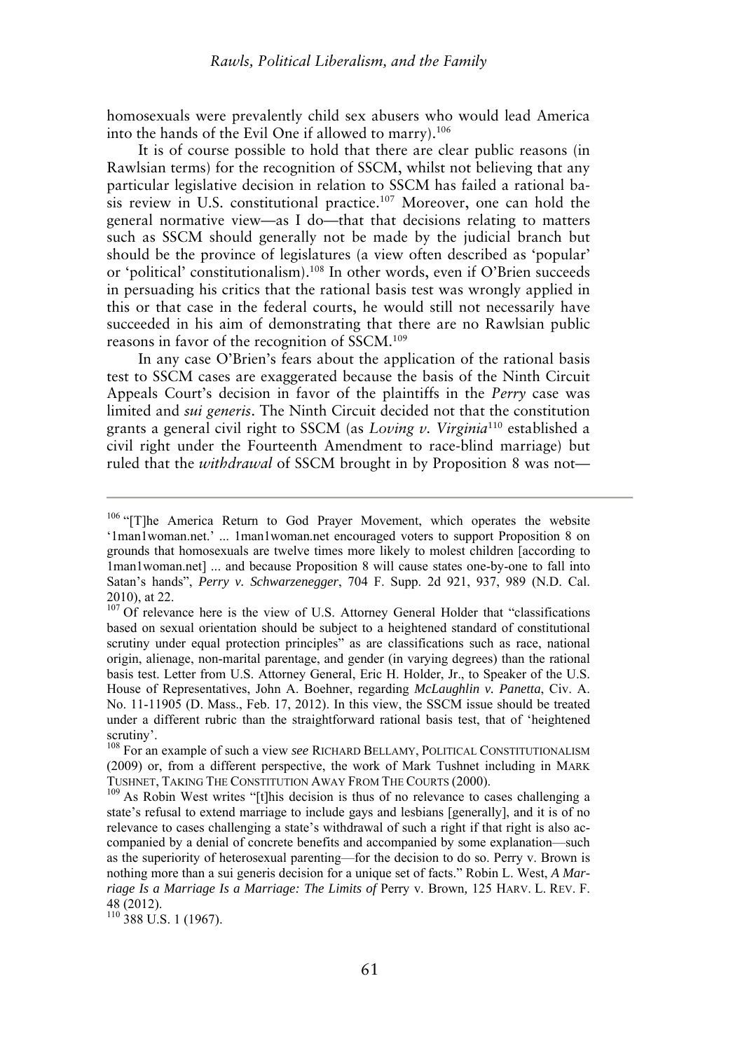homosexuals were prevalently child sex abusers who would lead America into the hands of the Evil One if allowed to marry).[106]

It is of course possible to hold that there are clear public reasons (in Rawlsian terms) for the recognition of SSCM, whilst not believing that any particular legislative decision in relation to SSCM has failed a rational basis review in U.S. constitutional practice.[107] Moreover, one can hold the general normative view—as I do—that that decisions relating to matters such as SSCM should generally not be made by the judicial branch but should be the province of legislatures (a view often described as 'popular' or 'political' constitutionalism).[108] In other words, even if O'Brien succeeds in persuading his critics that the rational basis test was wrongly applied in this or that case in the federal courts, he would still not necessarily have succeeded in his aim of demonstrating that there are no Rawlsian public reasons in favor of the recognition of SSCM.[109]

In any case O'Brien's fears about the application of the rational basis test to SSCM cases are exaggerated because the basis of the Ninth Circuit Appeals Court's decision in favor of the plaintiffs in the *Perry* case was limited and *sui generis*. The Ninth Circuit decided not that the constitution grants a general civil right to SSCM (as *Loving v. Virginia*[110] established a civil right under the Fourteenth Amendment to race-blind marriage) but ruled that the *withdrawal* of SSCM brought in by Proposition 8 was not—

---

[106] "[T]he America Return to God Prayer Movement, which operates the website '1man1woman.net.' ... 1man1woman.net encouraged voters to support Proposition 8 on grounds that homosexuals are twelve times more likely to molest children [according to 1man1woman.net] ... and because Proposition 8 will cause states one-by-one to fall into Satan's hands", *Perry v. Schwarzenegger*, 704 F. Supp. 2d 921, 937, 989 (N.D. Cal. 2010), at 22.

[107] Of relevance here is the view of U.S. Attorney General Holder that "classifications based on sexual orientation should be subject to a heightened standard of constitutional scrutiny under equal protection principles" as are classifications such as race, national origin, alienage, non-marital parentage, and gender (in varying degrees) than the rational basis test. Letter from U.S. Attorney General, Eric H. Holder, Jr., to Speaker of the U.S. House of Representatives, John A. Boehner, regarding *McLaughlin v. Panetta*, Civ. A. No. 11-11905 (D. Mass., Feb. 17, 2012). In this view, the SSCM issue should be treated under a different rubric than the straightforward rational basis test, that of 'heightened scrutiny'.

[108] For an example of such a view *see* RICHARD BELLAMY, POLITICAL CONSTITUTIONALISM (2009) or, from a different perspective, the work of Mark Tushnet including in MARK TUSHNET, TAKING THE CONSTITUTION AWAY FROM THE COURTS (2000).

[109] As Robin West writes "[t]his decision is thus of no relevance to cases challenging a state's refusal to extend marriage to include gays and lesbians [generally], and it is of no relevance to cases challenging a state's withdrawal of such a right if that right is also accompanied by a denial of concrete benefits and accompanied by some explanation—such as the superiority of heterosexual parenting—for the decision to do so. Perry v. Brown is nothing more than a sui generis decision for a unique set of facts." Robin L. West, *A Marriage Is a Marriage Is a Marriage: The Limits of* Perry v. Brown*,* 125 HARV. L. REV. F. 48 (2012).

[110] 388 U.S. 1 (1967).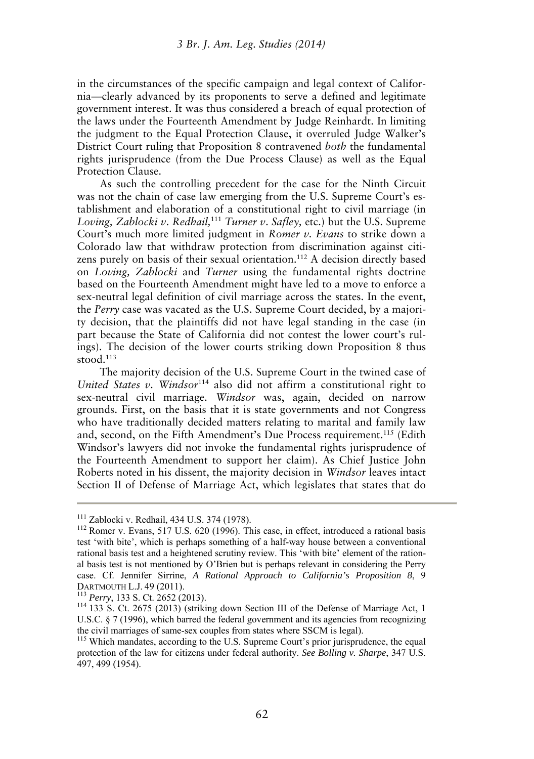in the circumstances of the specific campaign and legal context of California—clearly advanced by its proponents to serve a defined and legitimate government interest. It was thus considered a breach of equal protection of the laws under the Fourteenth Amendment by Judge Reinhardt. In limiting the judgment to the Equal Protection Clause, it overruled Judge Walker's District Court ruling that Proposition 8 contravened *both* the fundamental rights jurisprudence (from the Due Process Clause) as well as the Equal Protection Clause.

As such the controlling precedent for the case for the Ninth Circuit was not the chain of case law emerging from the U.S. Supreme Court's establishment and elaboration of a constitutional right to civil marriage (in *Loving, Zablocki v. Redhail,*[111] *Turner v. Safley,* etc.) but the U.S. Supreme Court's much more limited judgment in *Romer v. Evans* to strike down a Colorado law that withdraw protection from discrimination against citizens purely on basis of their sexual orientation.[112] A decision directly based on *Loving, Zablocki* and *Turner* using the fundamental rights doctrine based on the Fourteenth Amendment might have led to a move to enforce a sex-neutral legal definition of civil marriage across the states. In the event, the *Perry* case was vacated as the U.S. Supreme Court decided, by a majority decision, that the plaintiffs did not have legal standing in the case (in part because the State of California did not contest the lower court's rulings). The decision of the lower courts striking down Proposition 8 thus stood.[113]

The majority decision of the U.S. Supreme Court in the twined case of *United States v. Windsor*[114] also did not affirm a constitutional right to sex-neutral civil marriage. *Windsor* was, again, decided on narrow grounds. First, on the basis that it is state governments and not Congress who have traditionally decided matters relating to marital and family law and, second, on the Fifth Amendment's Due Process requirement.[115] (Edith Windsor's lawyers did not invoke the fundamental rights jurisprudence of the Fourteenth Amendment to support her claim). As Chief Justice John Roberts noted in his dissent, the majority decision in *Windsor* leaves intact Section II of Defense of Marriage Act, which legislates that states that do

---

[111] Zablocki v. Redhail, 434 U.S. 374 (1978).

[112] Romer v. Evans, 517 U.S. 620 (1996). This case, in effect, introduced a rational basis test 'with bite', which is perhaps something of a half-way house between a conventional rational basis test and a heightened scrutiny review. This 'with bite' element of the rational basis test is not mentioned by O'Brien but is perhaps relevant in considering the Perry case. Cf. Jennifer Sirrine, *A Rational Approach to California's Proposition 8*, 9 DARTMOUTH L.J. 49 (2011).

[113] *Perry*, 133 S. Ct. 2652 (2013).

[114] 133 S. Ct. 2675 (2013) (striking down Section III of the Defense of Marriage Act, 1 U.S.C. § 7 (1996), which barred the federal government and its agencies from recognizing the civil marriages of same-sex couples from states where SSCM is legal).

[115] Which mandates, according to the U.S. Supreme Court's prior jurisprudence, the equal protection of the law for citizens under federal authority. *See Bolling v. Sharpe*, 347 U.S. 497, 499 (1954).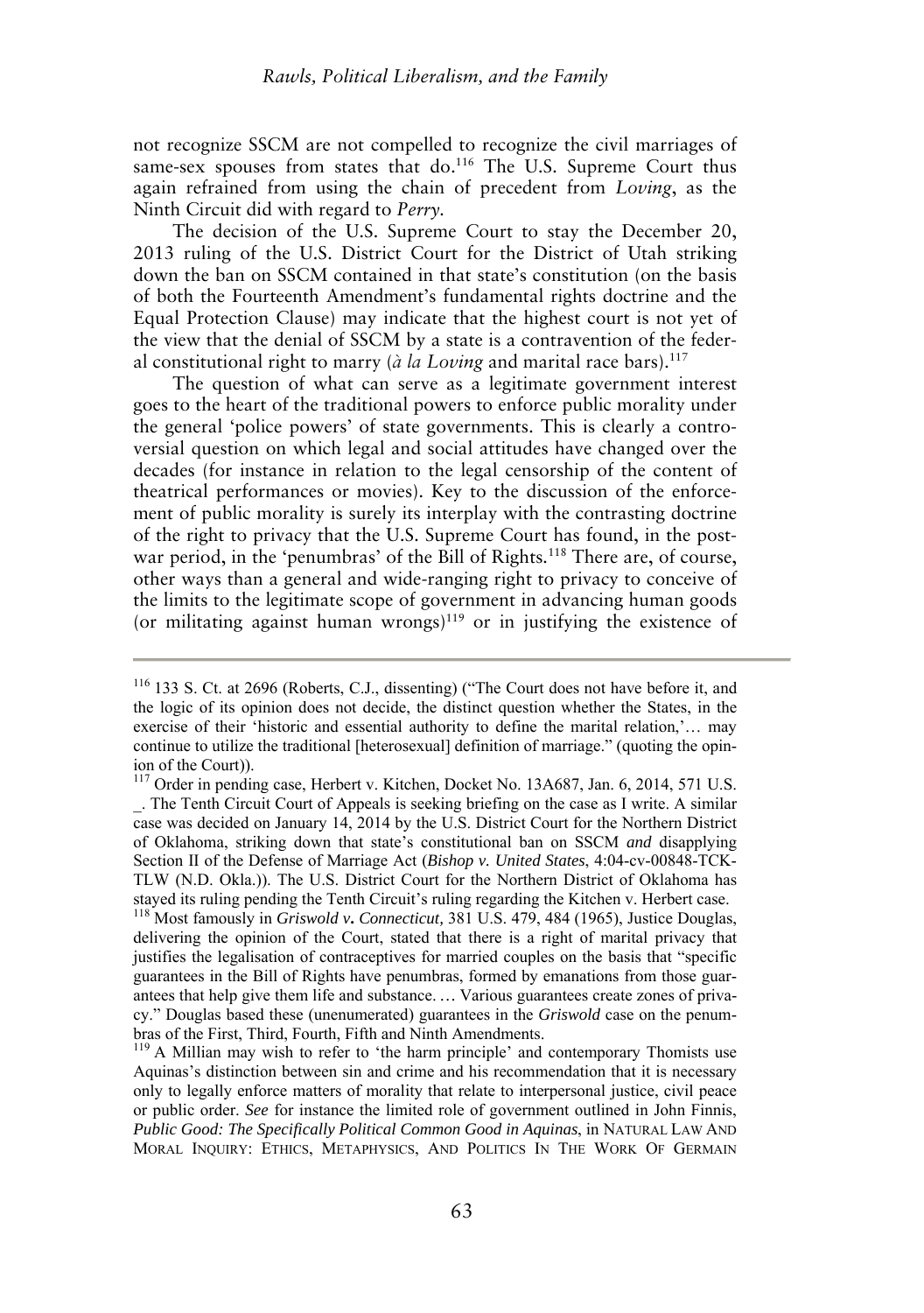not recognize SSCM are not compelled to recognize the civil marriages of same-sex spouses from states that do.[116] The U.S. Supreme Court thus again refrained from using the chain of precedent from *Loving*, as the Ninth Circuit did with regard to *Perry*.

The decision of the U.S. Supreme Court to stay the December 20, 2013 ruling of the U.S. District Court for the District of Utah striking down the ban on SSCM contained in that state's constitution (on the basis of both the Fourteenth Amendment's fundamental rights doctrine and the Equal Protection Clause) may indicate that the highest court is not yet of the view that the denial of SSCM by a state is a contravention of the federal constitutional right to marry (*à la Loving* and marital race bars).[117]

The question of what can serve as a legitimate government interest goes to the heart of the traditional powers to enforce public morality under the general 'police powers' of state governments. This is clearly a controversial question on which legal and social attitudes have changed over the decades (for instance in relation to the legal censorship of the content of theatrical performances or movies). Key to the discussion of the enforcement of public morality is surely its interplay with the contrasting doctrine of the right to privacy that the U.S. Supreme Court has found, in the post-war period, in the 'penumbras' of the Bill of Rights.[118] There are, of course, other ways than a general and wide-ranging right to privacy to conceive of the limits to the legitimate scope of government in advancing human goods (or militating against human wrongs)[119] or in justifying the existence of

---

[116] 133 S. Ct. at 2696 (Roberts, C.J., dissenting) ("The Court does not have before it, and the logic of its opinion does not decide, the distinct question whether the States, in the exercise of their 'historic and essential authority to define the marital relation,'… may continue to utilize the traditional [heterosexual] definition of marriage." (quoting the opinion of the Court)).

[117] Order in pending case, Herbert v. Kitchen, Docket No. 13A687, Jan. 6, 2014, 571 U.S. _. The Tenth Circuit Court of Appeals is seeking briefing on the case as I write. A similar case was decided on January 14, 2014 by the U.S. District Court for the Northern District of Oklahoma, striking down that state's constitutional ban on SSCM *and* disapplying Section II of the Defense of Marriage Act (*Bishop v. United States*, 4:04-cv-00848-TCK-TLW (N.D. Okla.)). The U.S. District Court for the Northern District of Oklahoma has stayed its ruling pending the Tenth Circuit's ruling regarding the Kitchen v. Herbert case.

[118] Most famously in *Griswold v. Connecticut,* 381 U.S. 479, 484 (1965), Justice Douglas, delivering the opinion of the Court, stated that there is a right of marital privacy that justifies the legalisation of contraceptives for married couples on the basis that "specific guarantees in the Bill of Rights have penumbras, formed by emanations from those guarantees that help give them life and substance. … Various guarantees create zones of privacy." Douglas based these (unenumerated) guarantees in the *Griswold* case on the penumbras of the First, Third, Fourth, Fifth and Ninth Amendments.

[119] A Millian may wish to refer to 'the harm principle' and contemporary Thomists use Aquinas's distinction between sin and crime and his recommendation that it is necessary only to legally enforce matters of morality that relate to interpersonal justice, civil peace or public order. *See* for instance the limited role of government outlined in John Finnis, *Public Good: The Specifically Political Common Good in Aquinas*, in NATURAL LAW AND MORAL INQUIRY: ETHICS, METAPHYSICS, AND POLITICS IN THE WORK OF GERMAIN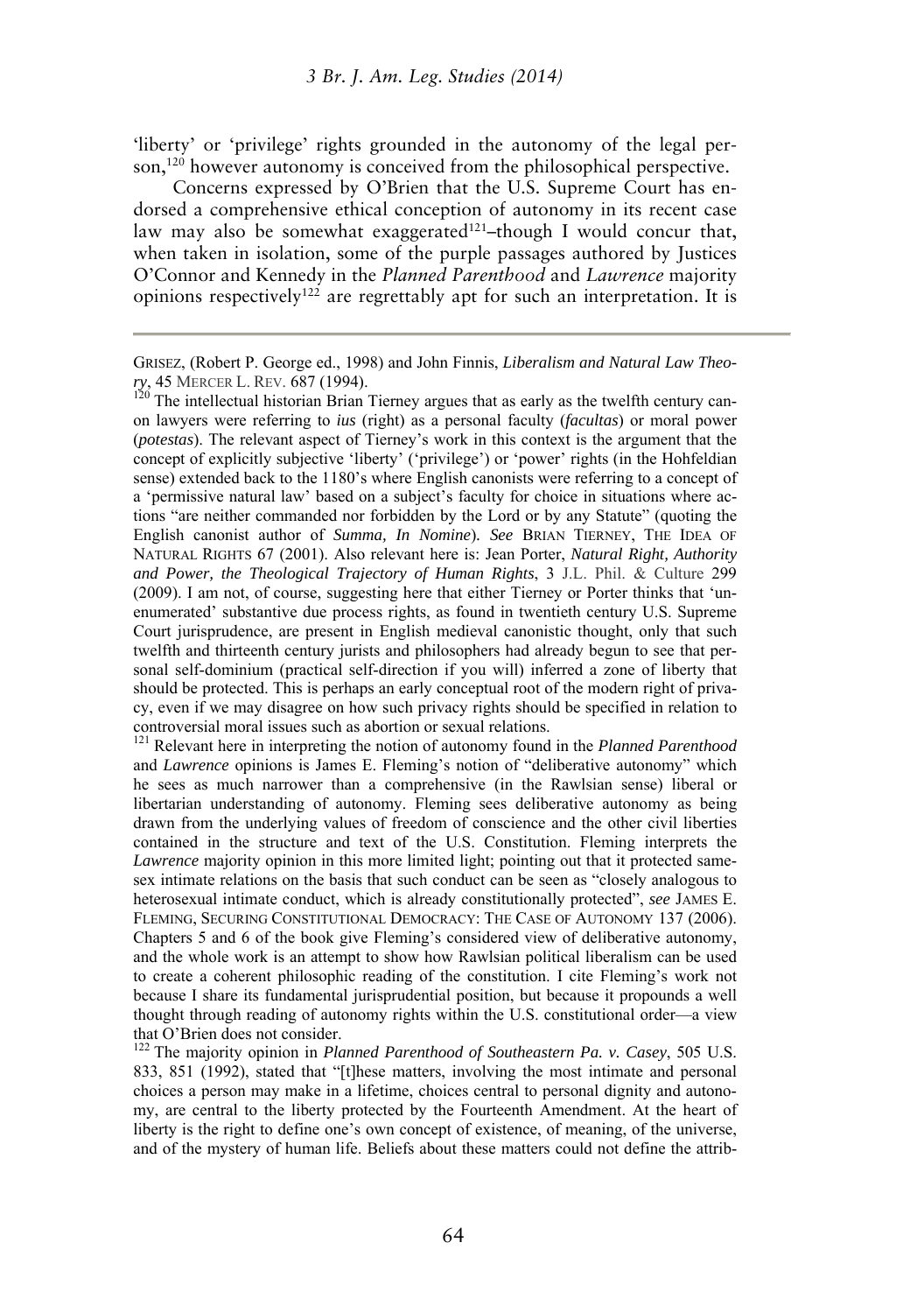'liberty' or 'privilege' rights grounded in the autonomy of the legal person,[120] however autonomy is conceived from the philosophical perspective.

Concerns expressed by O'Brien that the U.S. Supreme Court has endorsed a comprehensive ethical conception of autonomy in its recent case law may also be somewhat exaggerated[121]–though I would concur that, when taken in isolation, some of the purple passages authored by Justices O'Connor and Kennedy in the *Planned Parenthood* and *Lawrence* majority opinions respectively[122] are regrettably apt for such an interpretation. It is

---

GRISEZ, (Robert P. George ed., 1998) and John Finnis, *Liberalism and Natural Law Theory*, 45 MERCER L. REV. 687 (1994).

[120] The intellectual historian Brian Tierney argues that as early as the twelfth century canon lawyers were referring to *ius* (right) as a personal faculty (*facultas*) or moral power (*potestas*). The relevant aspect of Tierney's work in this context is the argument that the concept of explicitly subjective 'liberty' ('privilege') or 'power' rights (in the Hohfeldian sense) extended back to the 1180's where English canonists were referring to a concept of a 'permissive natural law' based on a subject's faculty for choice in situations where actions "are neither commanded nor forbidden by the Lord or by any Statute" (quoting the English canonist author of *Summa, In Nomine*). *See* BRIAN TIERNEY, THE IDEA OF NATURAL RIGHTS 67 (2001). Also relevant here is: Jean Porter, *Natural Right, Authority and Power, the Theological Trajectory of Human Rights*, 3 J.L. Phil. & Culture 299 (2009). I am not, of course, suggesting here that either Tierney or Porter thinks that 'unenumerated' substantive due process rights, as found in twentieth century U.S. Supreme Court jurisprudence, are present in English medieval canonistic thought, only that such twelfth and thirteenth century jurists and philosophers had already begun to see that personal self-dominium (practical self-direction if you will) inferred a zone of liberty that should be protected. This is perhaps an early conceptual root of the modern right of privacy, even if we may disagree on how such privacy rights should be specified in relation to controversial moral issues such as abortion or sexual relations.

[121] Relevant here in interpreting the notion of autonomy found in the *Planned Parenthood* and *Lawrence* opinions is James E. Fleming's notion of "deliberative autonomy" which he sees as much narrower than a comprehensive (in the Rawlsian sense) liberal or libertarian understanding of autonomy. Fleming sees deliberative autonomy as being drawn from the underlying values of freedom of conscience and the other civil liberties contained in the structure and text of the U.S. Constitution. Fleming interprets the *Lawrence* majority opinion in this more limited light; pointing out that it protected same-sex intimate relations on the basis that such conduct can be seen as "closely analogous to heterosexual intimate conduct, which is already constitutionally protected", *see* JAMES E. FLEMING, SECURING CONSTITUTIONAL DEMOCRACY: THE CASE OF AUTONOMY 137 (2006). Chapters 5 and 6 of the book give Fleming's considered view of deliberative autonomy, and the whole work is an attempt to show how Rawlsian political liberalism can be used to create a coherent philosophic reading of the constitution. I cite Fleming's work not because I share its fundamental jurisprudential position, but because it propounds a well thought through reading of autonomy rights within the U.S. constitutional order—a view that O'Brien does not consider.

[122] The majority opinion in *Planned Parenthood of Southeastern Pa. v. Casey*, 505 U.S. 833, 851 (1992), stated that "[t]hese matters, involving the most intimate and personal choices a person may make in a lifetime, choices central to personal dignity and autonomy, are central to the liberty protected by the Fourteenth Amendment. At the heart of liberty is the right to define one's own concept of existence, of meaning, of the universe, and of the mystery of human life. Beliefs about these matters could not define the attrib-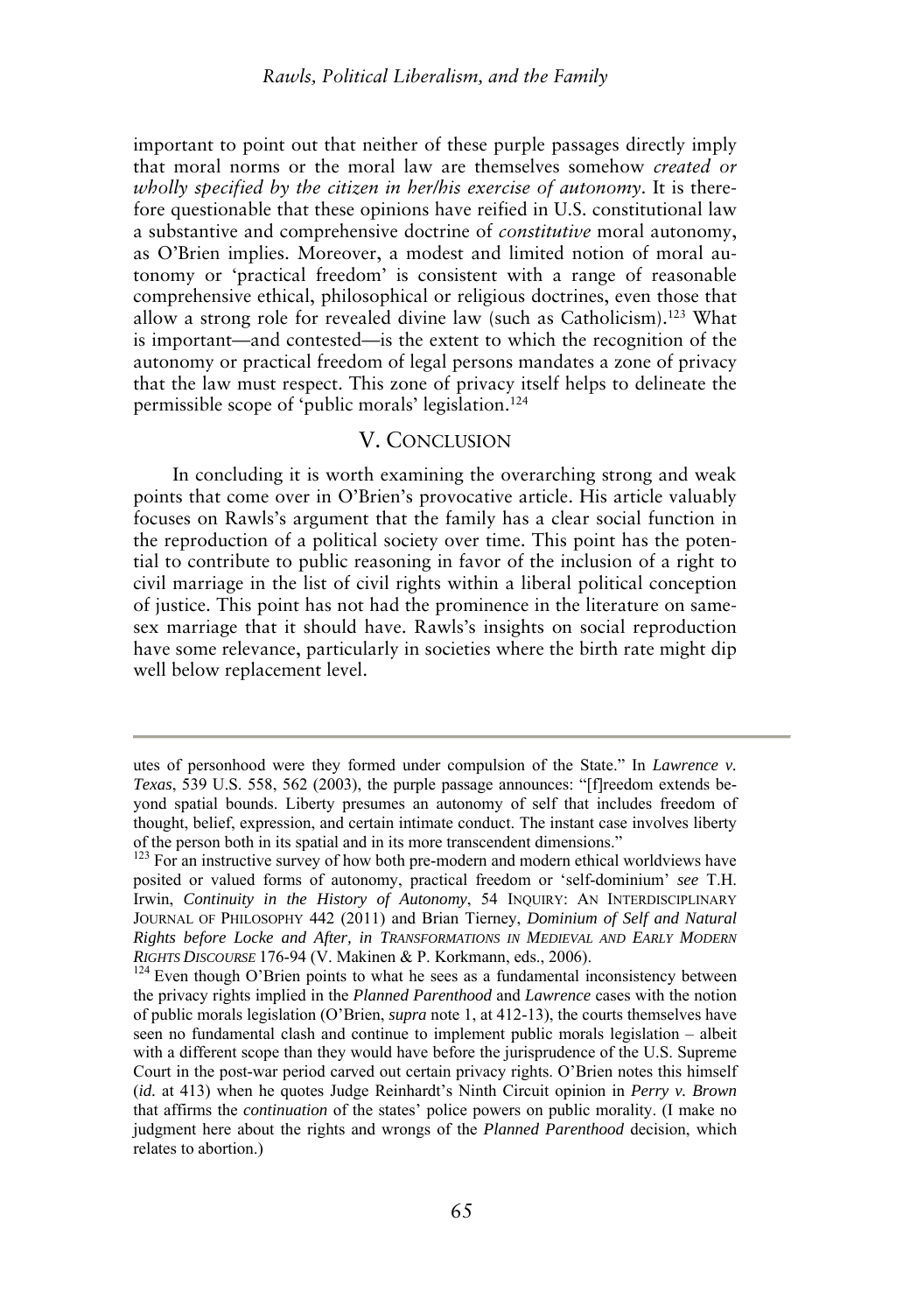important to point out that neither of these purple passages directly imply that moral norms or the moral law are themselves somehow *created or wholly specified by the citizen in her/his exercise of autonomy*. It is therefore questionable that these opinions have reified in U.S. constitutional law a substantive and comprehensive doctrine of *constitutive* moral autonomy, as O'Brien implies. Moreover, a modest and limited notion of moral autonomy or 'practical freedom' is consistent with a range of reasonable comprehensive ethical, philosophical or religious doctrines, even those that allow a strong role for revealed divine law (such as Catholicism).[123] What is important—and contested—is the extent to which the recognition of the autonomy or practical freedom of legal persons mandates a zone of privacy that the law must respect. This zone of privacy itself helps to delineate the permissible scope of 'public morals' legislation.[124]

## V. CONCLUSION

In concluding it is worth examining the overarching strong and weak points that come over in O'Brien's provocative article. His article valuably focuses on Rawls's argument that the family has a clear social function in the reproduction of a political society over time. This point has the potential to contribute to public reasoning in favor of the inclusion of a right to civil marriage in the list of civil rights within a liberal political conception of justice. This point has not had the prominence in the literature on same-sex marriage that it should have. Rawls's insights on social reproduction have some relevance, particularly in societies where the birth rate might dip well below replacement level.

---

utes of personhood were they formed under compulsion of the State." In *Lawrence v. Texas*, 539 U.S. 558, 562 (2003), the purple passage announces: "[f]reedom extends beyond spatial bounds. Liberty presumes an autonomy of self that includes freedom of thought, belief, expression, and certain intimate conduct. The instant case involves liberty of the person both in its spatial and in its more transcendent dimensions."

[123] For an instructive survey of how both pre-modern and modern ethical worldviews have posited or valued forms of autonomy, practical freedom or 'self-dominium' *see* T.H. Irwin, *Continuity in the History of Autonomy*, 54 INQUIRY: AN INTERDISCIPLINARY JOURNAL OF PHILOSOPHY 442 (2011) and Brian Tierney, *Dominium of Self and Natural Rights before Locke and After, in TRANSFORMATIONS IN MEDIEVAL AND EARLY MODERN RIGHTS DISCOURSE* 176-94 (V. Makinen & P. Korkmann, eds., 2006).

[124] Even though O'Brien points to what he sees as a fundamental inconsistency between the privacy rights implied in the *Planned Parenthood* and *Lawrence* cases with the notion of public morals legislation (O'Brien, *supra* note 1, at 412-13), the courts themselves have seen no fundamental clash and continue to implement public morals legislation – albeit with a different scope than they would have before the jurisprudence of the U.S. Supreme Court in the post-war period carved out certain privacy rights. O'Brien notes this himself (*id.* at 413) when he quotes Judge Reinhardt's Ninth Circuit opinion in *Perry v. Brown* that affirms the *continuation* of the states' police powers on public morality. (I make no judgment here about the rights and wrongs of the *Planned Parenthood* decision, which relates to abortion.)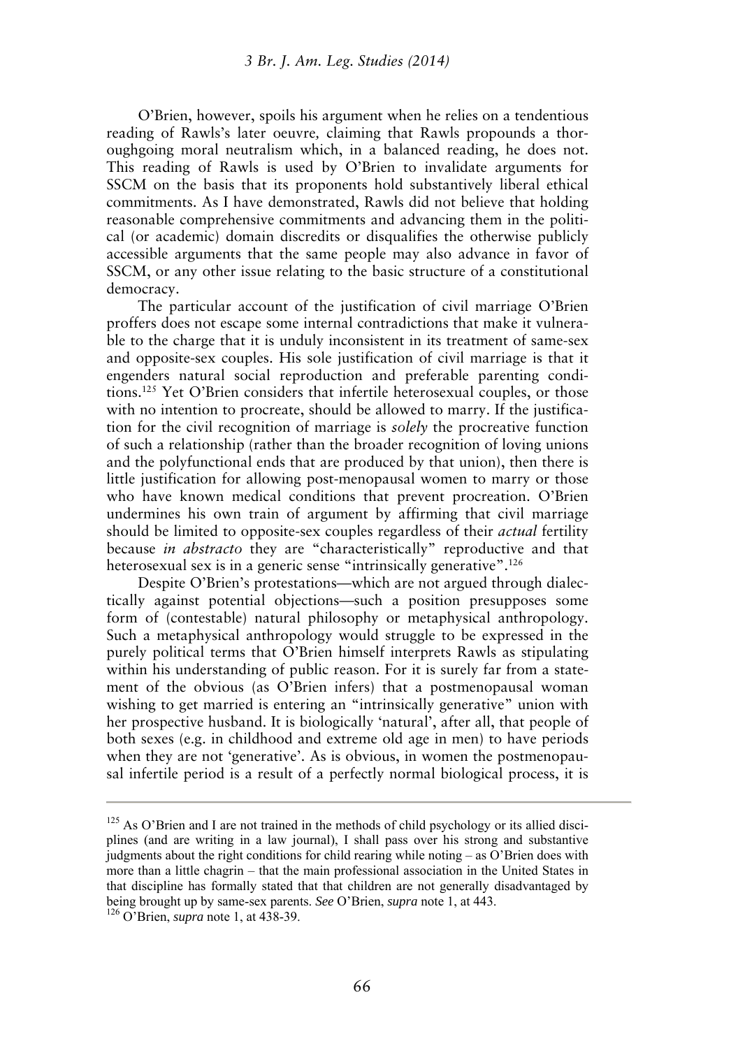O'Brien, however, spoils his argument when he relies on a tendentious reading of Rawls's later oeuvre, claiming that Rawls propounds a thoroughgoing moral neutralism which, in a balanced reading, he does not. This reading of Rawls is used by O'Brien to invalidate arguments for SSCM on the basis that its proponents hold substantively liberal ethical commitments. As I have demonstrated, Rawls did not believe that holding reasonable comprehensive commitments and advancing them in the political (or academic) domain discredits or disqualifies the otherwise publicly accessible arguments that the same people may also advance in favor of SSCM, or any other issue relating to the basic structure of a constitutional democracy.

The particular account of the justification of civil marriage O'Brien proffers does not escape some internal contradictions that make it vulnerable to the charge that it is unduly inconsistent in its treatment of same-sex and opposite-sex couples. His sole justification of civil marriage is that it engenders natural social reproduction and preferable parenting conditions.[125] Yet O'Brien considers that infertile heterosexual couples, or those with no intention to procreate, should be allowed to marry. If the justification for the civil recognition of marriage is *solely* the procreative function of such a relationship (rather than the broader recognition of loving unions and the polyfunctional ends that are produced by that union), then there is little justification for allowing post-menopausal women to marry or those who have known medical conditions that prevent procreation. O'Brien undermines his own train of argument by affirming that civil marriage should be limited to opposite-sex couples regardless of their *actual* fertility because *in abstracto* they are "characteristically" reproductive and that heterosexual sex is in a generic sense "intrinsically generative".[126]

Despite O'Brien's protestations—which are not argued through dialectically against potential objections—such a position presupposes some form of (contestable) natural philosophy or metaphysical anthropology. Such a metaphysical anthropology would struggle to be expressed in the purely political terms that O'Brien himself interprets Rawls as stipulating within his understanding of public reason. For it is surely far from a statement of the obvious (as O'Brien infers) that a postmenopausal woman wishing to get married is entering an "intrinsically generative" union with her prospective husband. It is biologically 'natural', after all, that people of both sexes (e.g. in childhood and extreme old age in men) to have periods when they are not 'generative'. As is obvious, in women the postmenopausal infertile period is a result of a perfectly normal biological process, it is

---

[125] As O'Brien and I are not trained in the methods of child psychology or its allied disciplines (and are writing in a law journal), I shall pass over his strong and substantive judgments about the right conditions for child rearing while noting – as O'Brien does with more than a little chagrin – that the main professional association in the United States in that discipline has formally stated that that children are not generally disadvantaged by being brought up by same-sex parents. *See* O'Brien, *supra* note 1, at 443.

[126] O'Brien, *supra* note 1, at 438-39.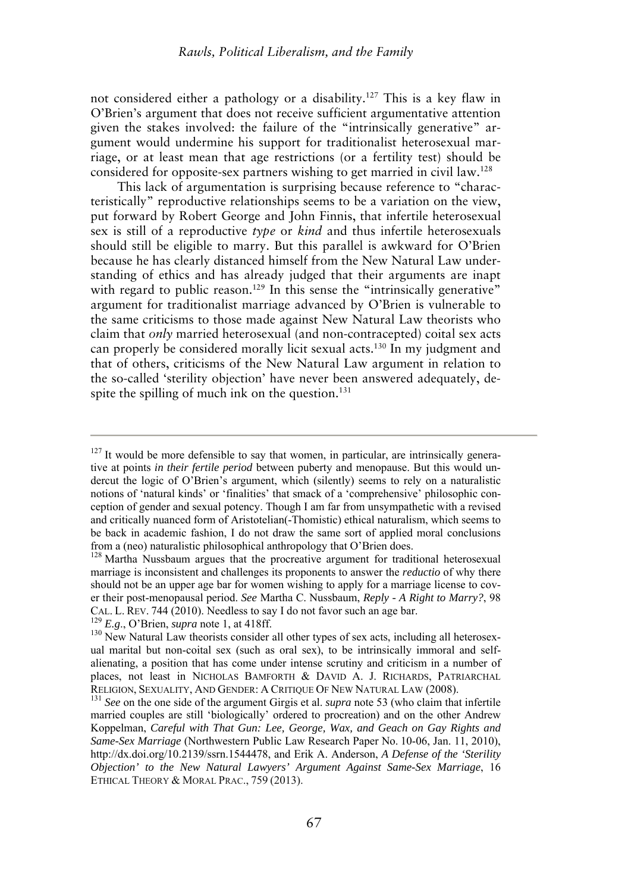not considered either a pathology or a disability.[127] This is a key flaw in O'Brien's argument that does not receive sufficient argumentative attention given the stakes involved: the failure of the "intrinsically generative" argument would undermine his support for traditionalist heterosexual marriage, or at least mean that age restrictions (or a fertility test) should be considered for opposite-sex partners wishing to get married in civil law.[128]

This lack of argumentation is surprising because reference to "characteristically" reproductive relationships seems to be a variation on the view, put forward by Robert George and John Finnis, that infertile heterosexual sex is still of a reproductive *type* or *kind* and thus infertile heterosexuals should still be eligible to marry. But this parallel is awkward for O'Brien because he has clearly distanced himself from the New Natural Law understanding of ethics and has already judged that their arguments are inapt with regard to public reason.[129] In this sense the "intrinsically generative" argument for traditionalist marriage advanced by O'Brien is vulnerable to the same criticisms to those made against New Natural Law theorists who claim that *only* married heterosexual (and non-contracepted) coital sex acts can properly be considered morally licit sexual acts.[130] In my judgment and that of others, criticisms of the New Natural Law argument in relation to the so-called 'sterility objection' have never been answered adequately, despite the spilling of much ink on the question.[131]

---

[127] It would be more defensible to say that women, in particular, are intrinsically generative at points *in their fertile period* between puberty and menopause. But this would undercut the logic of O'Brien's argument, which (silently) seems to rely on a naturalistic notions of 'natural kinds' or 'finalities' that smack of a 'comprehensive' philosophic conception of gender and sexual potency. Though I am far from unsympathetic with a revised and critically nuanced form of Aristotelian(-Thomistic) ethical naturalism, which seems to be back in academic fashion, I do not draw the same sort of applied moral conclusions from a (neo) naturalistic philosophical anthropology that O'Brien does.

[128] Martha Nussbaum argues that the procreative argument for traditional heterosexual marriage is inconsistent and challenges its proponents to answer the *reductio* of why there should not be an upper age bar for women wishing to apply for a marriage license to cover their post-menopausal period. *See* Martha C. Nussbaum, *Reply - A Right to Marry?*, 98 CAL. L. REV. 744 (2010). Needless to say I do not favor such an age bar.

[129] *E.g*., O'Brien, *supra* note 1, at 418ff.

[130] New Natural Law theorists consider all other types of sex acts, including all heterosexual marital but non-coital sex (such as oral sex), to be intrinsically immoral and self-alienating, a position that has come under intense scrutiny and criticism in a number of places, not least in NICHOLAS BAMFORTH & DAVID A. J. RICHARDS, PATRIARCHAL RELIGION, SEXUALITY, AND GENDER: A CRITIQUE OF NEW NATURAL LAW (2008).

[131] *See* on the one side of the argument Girgis et al. *supra* note 53 (who claim that infertile married couples are still 'biologically' ordered to procreation) and on the other Andrew Koppelman, *Careful with That Gun: Lee, George, Wax, and Geach on Gay Rights and Same-Sex Marriage* (Northwestern Public Law Research Paper No. 10-06, Jan. 11, 2010), http://dx.doi.org/10.2139/ssrn.1544478, and Erik A. Anderson, *A Defense of the 'Sterility Objection' to the New Natural Lawyers' Argument Against Same-Sex Marriage*, 16 ETHICAL THEORY & MORAL PRAC., 759 (2013).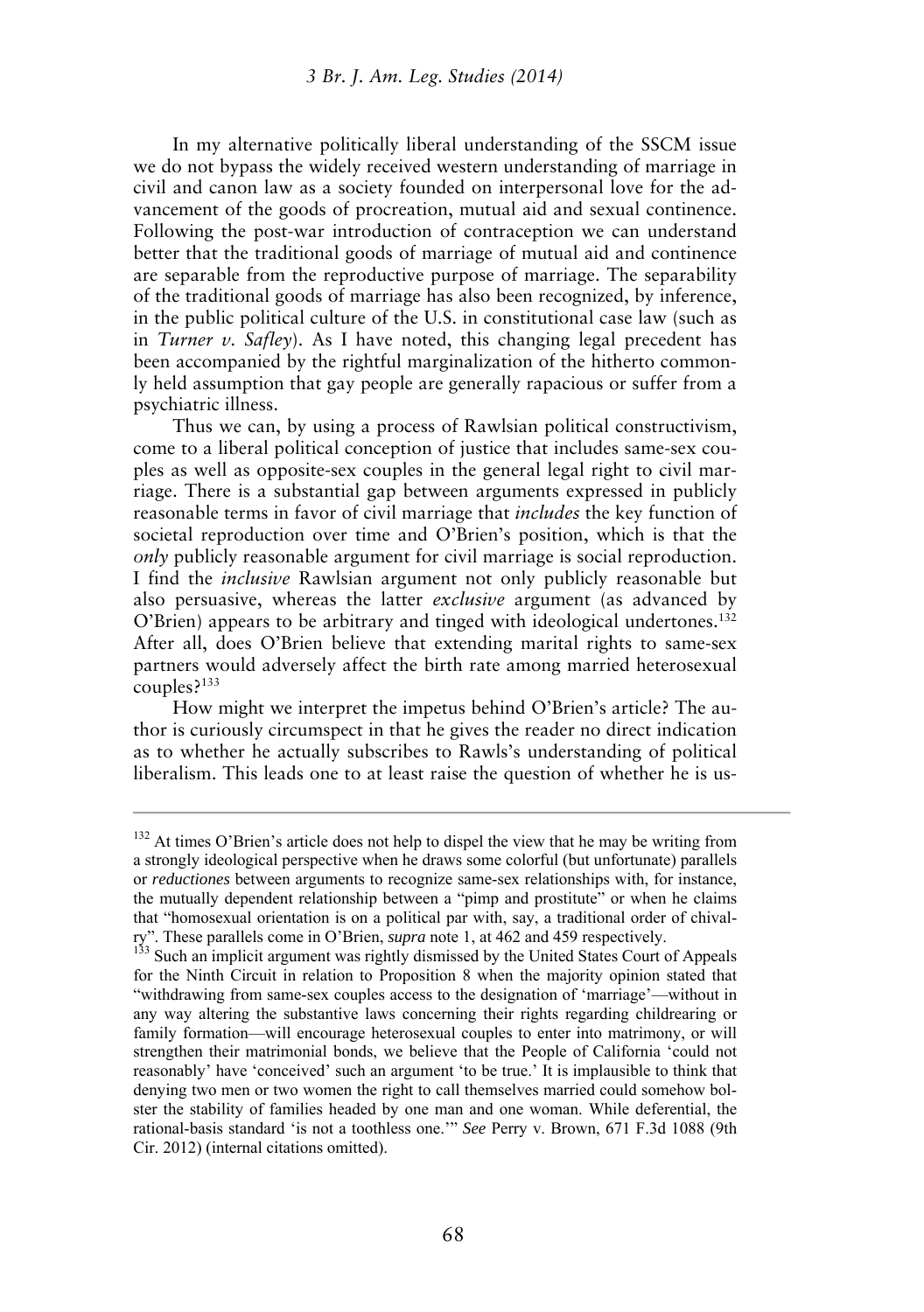In my alternative politically liberal understanding of the SSCM issue we do not bypass the widely received western understanding of marriage in civil and canon law as a society founded on interpersonal love for the advancement of the goods of procreation, mutual aid and sexual continence. Following the post-war introduction of contraception we can understand better that the traditional goods of marriage of mutual aid and continence are separable from the reproductive purpose of marriage. The separability of the traditional goods of marriage has also been recognized, by inference, in the public political culture of the U.S. in constitutional case law (such as in *Turner v. Safley*). As I have noted, this changing legal precedent has been accompanied by the rightful marginalization of the hitherto commonly held assumption that gay people are generally rapacious or suffer from a psychiatric illness.

Thus we can, by using a process of Rawlsian political constructivism, come to a liberal political conception of justice that includes same-sex couples as well as opposite-sex couples in the general legal right to civil marriage. There is a substantial gap between arguments expressed in publicly reasonable terms in favor of civil marriage that *includes* the key function of societal reproduction over time and O'Brien's position, which is that the *only* publicly reasonable argument for civil marriage is social reproduction. I find the *inclusive* Rawlsian argument not only publicly reasonable but also persuasive, whereas the latter *exclusive* argument (as advanced by O'Brien) appears to be arbitrary and tinged with ideological undertones.[132] After all, does O'Brien believe that extending marital rights to same-sex partners would adversely affect the birth rate among married heterosexual couples?[133]

How might we interpret the impetus behind O'Brien's article? The author is curiously circumspect in that he gives the reader no direct indication as to whether he actually subscribes to Rawls's understanding of political liberalism. This leads one to at least raise the question of whether he is us-

---

[132] At times O'Brien's article does not help to dispel the view that he may be writing from a strongly ideological perspective when he draws some colorful (but unfortunate) parallels or *reductiones* between arguments to recognize same-sex relationships with, for instance, the mutually dependent relationship between a "pimp and prostitute" or when he claims that "homosexual orientation is on a political par with, say, a traditional order of chivalry". These parallels come in O'Brien, *supra* note 1, at 462 and 459 respectively.

[133] Such an implicit argument was rightly dismissed by the United States Court of Appeals for the Ninth Circuit in relation to Proposition 8 when the majority opinion stated that "withdrawing from same-sex couples access to the designation of 'marriage'—without in any way altering the substantive laws concerning their rights regarding childrearing or family formation—will encourage heterosexual couples to enter into matrimony, or will strengthen their matrimonial bonds, we believe that the People of California 'could not reasonably' have 'conceived' such an argument 'to be true.' It is implausible to think that denying two men or two women the right to call themselves married could somehow bolster the stability of families headed by one man and one woman. While deferential, the rational-basis standard 'is not a toothless one.'" *See* Perry v. Brown, 671 F.3d 1088 (9th Cir. 2012) (internal citations omitted).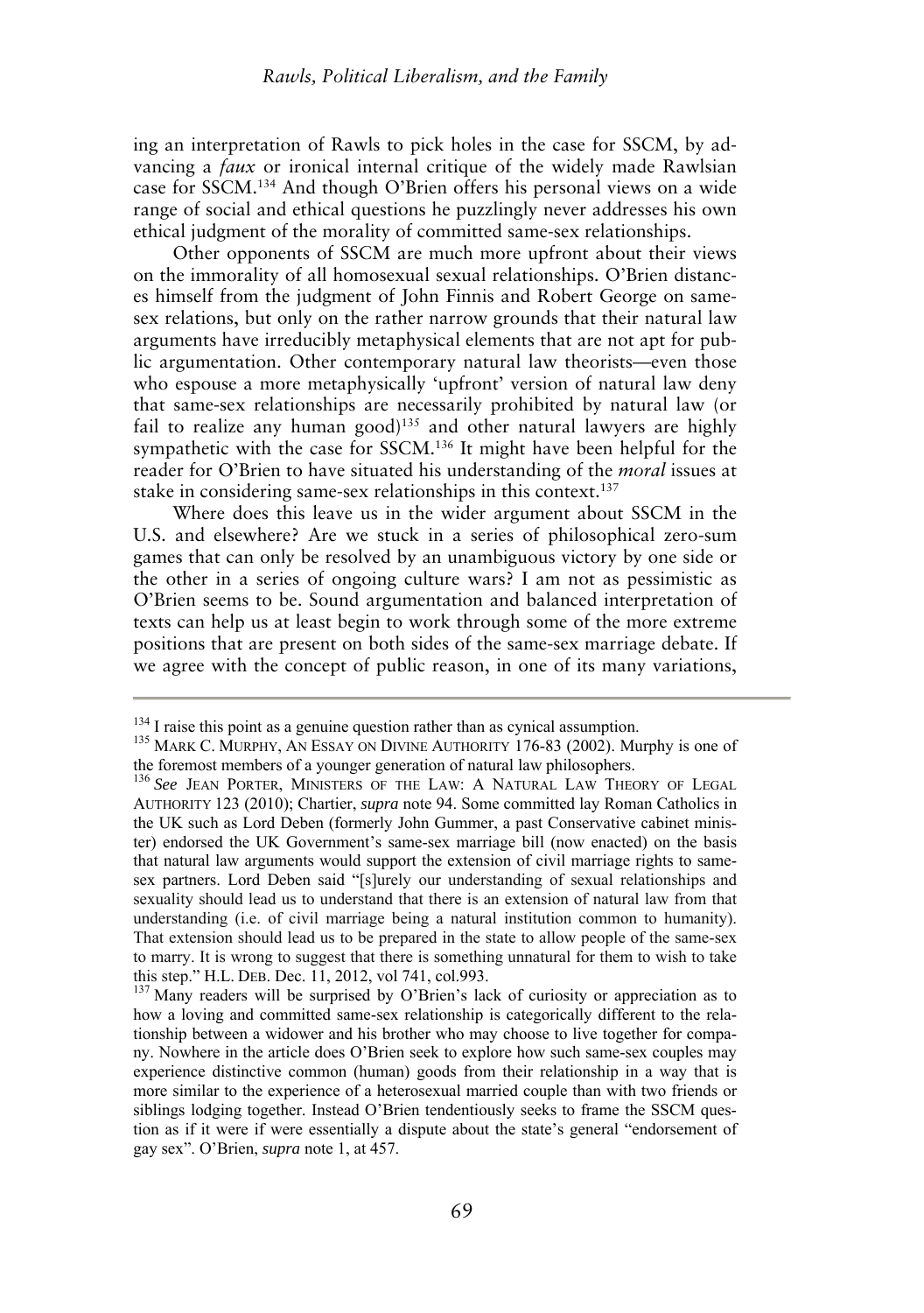ing an interpretation of Rawls to pick holes in the case for SSCM, by advancing a *faux* or ironical internal critique of the widely made Rawlsian case for SSCM.[134] And though O'Brien offers his personal views on a wide range of social and ethical questions he puzzlingly never addresses his own ethical judgment of the morality of committed same-sex relationships.

Other opponents of SSCM are much more upfront about their views on the immorality of all homosexual sexual relationships. O'Brien distances himself from the judgment of John Finnis and Robert George on same-sex relations, but only on the rather narrow grounds that their natural law arguments have irreducibly metaphysical elements that are not apt for public argumentation. Other contemporary natural law theorists—even those who espouse a more metaphysically 'upfront' version of natural law deny that same-sex relationships are necessarily prohibited by natural law (or fail to realize any human good)[135] and other natural lawyers are highly sympathetic with the case for SSCM.[136] It might have been helpful for the reader for O'Brien to have situated his understanding of the *moral* issues at stake in considering same-sex relationships in this context.[137]

Where does this leave us in the wider argument about SSCM in the U.S. and elsewhere? Are we stuck in a series of philosophical zero-sum games that can only be resolved by an unambiguous victory by one side or the other in a series of ongoing culture wars? I am not as pessimistic as O'Brien seems to be. Sound argumentation and balanced interpretation of texts can help us at least begin to work through some of the more extreme positions that are present on both sides of the same-sex marriage debate. If we agree with the concept of public reason, in one of its many variations,

---

[134] I raise this point as a genuine question rather than as cynical assumption.

[135] MARK C. MURPHY, AN ESSAY ON DIVINE AUTHORITY 176-83 (2002). Murphy is one of the foremost members of a younger generation of natural law philosophers.

[136] *See* JEAN PORTER, MINISTERS OF THE LAW: A NATURAL LAW THEORY OF LEGAL AUTHORITY 123 (2010); Chartier, *supra* note 94. Some committed lay Roman Catholics in the UK such as Lord Deben (formerly John Gummer, a past Conservative cabinet minister) endorsed the UK Government's same-sex marriage bill (now enacted) on the basis that natural law arguments would support the extension of civil marriage rights to same-sex partners. Lord Deben said "[s]urely our understanding of sexual relationships and sexuality should lead us to understand that there is an extension of natural law from that understanding (i.e. of civil marriage being a natural institution common to humanity). That extension should lead us to be prepared in the state to allow people of the same-sex to marry. It is wrong to suggest that there is something unnatural for them to wish to take this step." H.L. DEB. Dec. 11, 2012, vol 741, col.993.

[137] Many readers will be surprised by O'Brien's lack of curiosity or appreciation as to how a loving and committed same-sex relationship is categorically different to the relationship between a widower and his brother who may choose to live together for company. Nowhere in the article does O'Brien seek to explore how such same-sex couples may experience distinctive common (human) goods from their relationship in a way that is more similar to the experience of a heterosexual married couple than with two friends or siblings lodging together. Instead O'Brien tendentiously seeks to frame the SSCM question as if it were if were essentially a dispute about the state's general "endorsement of gay sex". O'Brien, *supra* note 1, at 457.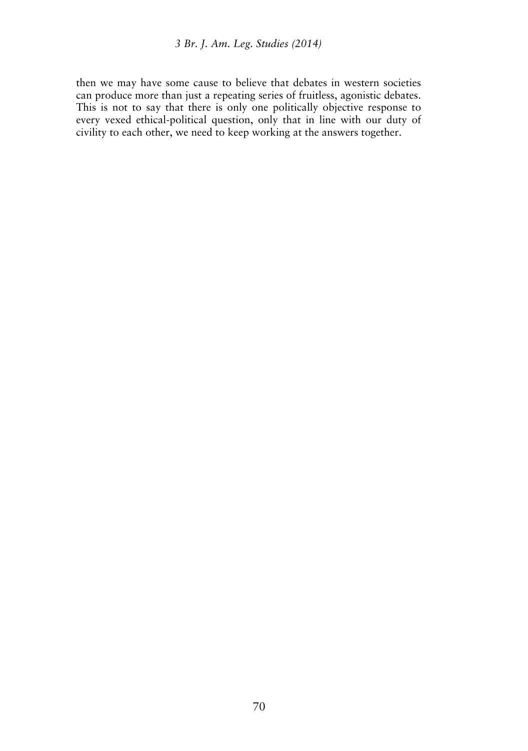then we may have some cause to believe that debates in western societies can produce more than just a repeating series of fruitless, agonistic debates. This is not to say that there is only one politically objective response to every vexed ethical-political question, only that in line with our duty of civility to each other, we need to keep working at the answers together.